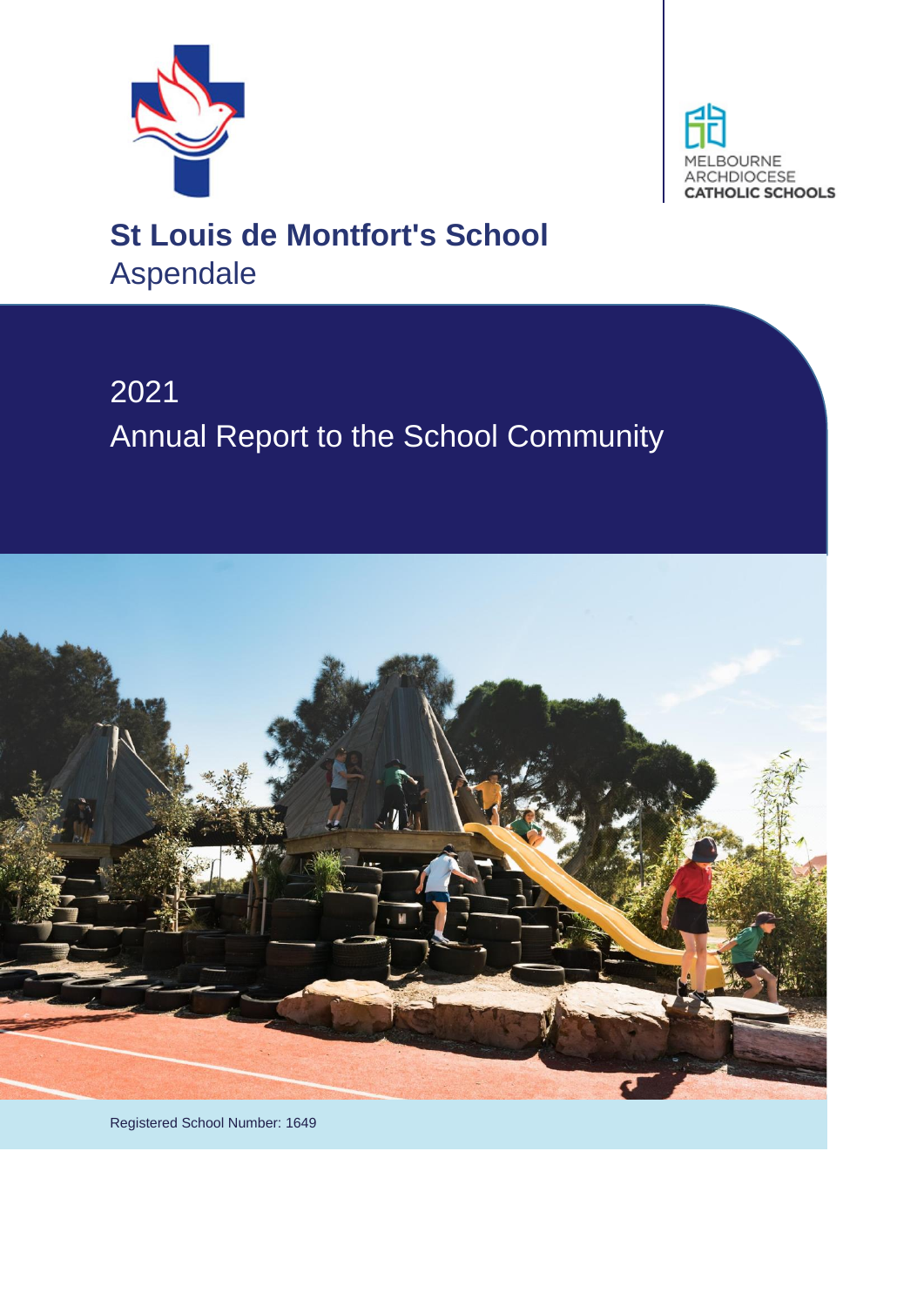MELBOURNE ARCHDIOCESE CATHOLIC SCHOOLS

# St Louis de Montfort's School

Aspendale

## 2021

## Annual Report to the School Community

Registered School Number: 1649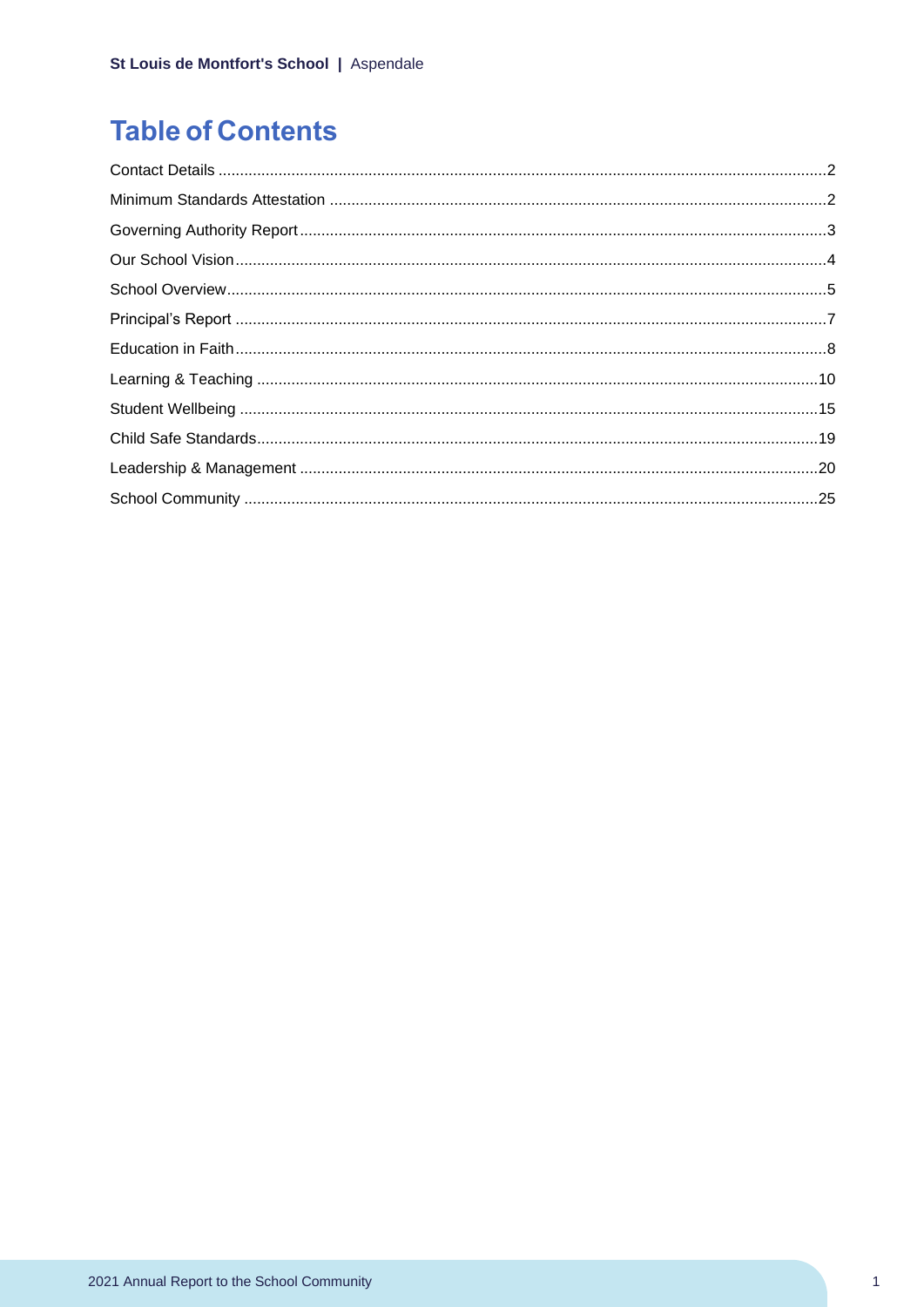# Table of Contents

Contact Details ....................................................................................................................................2

Minimum Standards Attestation ..........................................................................................................2

Governing Authority Report.................................................................................................................3

Our School Vision................................................................................................................................4

School Overview..................................................................................................................................5

Principal's Report ...............................................................................................................................7

Education in Faith................................................................................................................................8

Learning & Teaching .........................................................................................................................10

Student Wellbeing .............................................................................................................................15

Child Safe Standards.........................................................................................................................19

Leadership & Management ...............................................................................................................20

School Community ............................................................................................................................25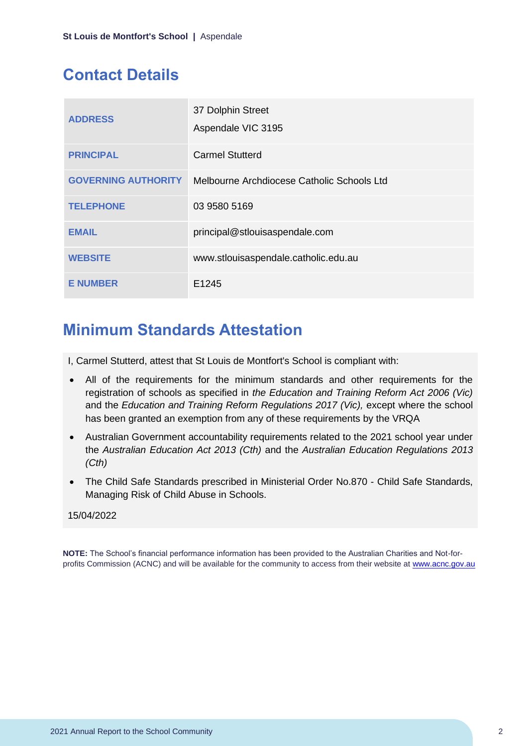## Contact Details

| | |
|---|---|
| **ADDRESS** | 37 Dolphin Street<br>Aspendale VIC 3195 |
| **PRINCIPAL** | Carmel Stutterd |
| **GOVERNING AUTHORITY** | Melbourne Archdiocese Catholic Schools Ltd |
| **TELEPHONE** | 03 9580 5169 |
| **EMAIL** | principal@stlouisaspendale.com |
| **WEBSITE** | www.stlouisaspendale.catholic.edu.au |
| **E NUMBER** | E1245 |

## Minimum Standards Attestation

I, Carmel Stutterd, attest that St Louis de Montfort's School is compliant with:

- All of the requirements for the minimum standards and other requirements for the registration of schools as specified in *the Education and Training Reform Act 2006 (Vic)* and the *Education and Training Reform Regulations 2017 (Vic),* except where the school has been granted an exemption from any of these requirements by the VRQA
- Australian Government accountability requirements related to the 2021 school year under the *Australian Education Act 2013 (Cth)* and the *Australian Education Regulations 2013 (Cth)*
- The Child Safe Standards prescribed in Ministerial Order No.870 - Child Safe Standards, Managing Risk of Child Abuse in Schools.

15/04/2022

**NOTE:** The School's financial performance information has been provided to the Australian Charities and Not-for-profits Commission (ACNC) and will be available for the community to access from their website at www.acnc.gov.au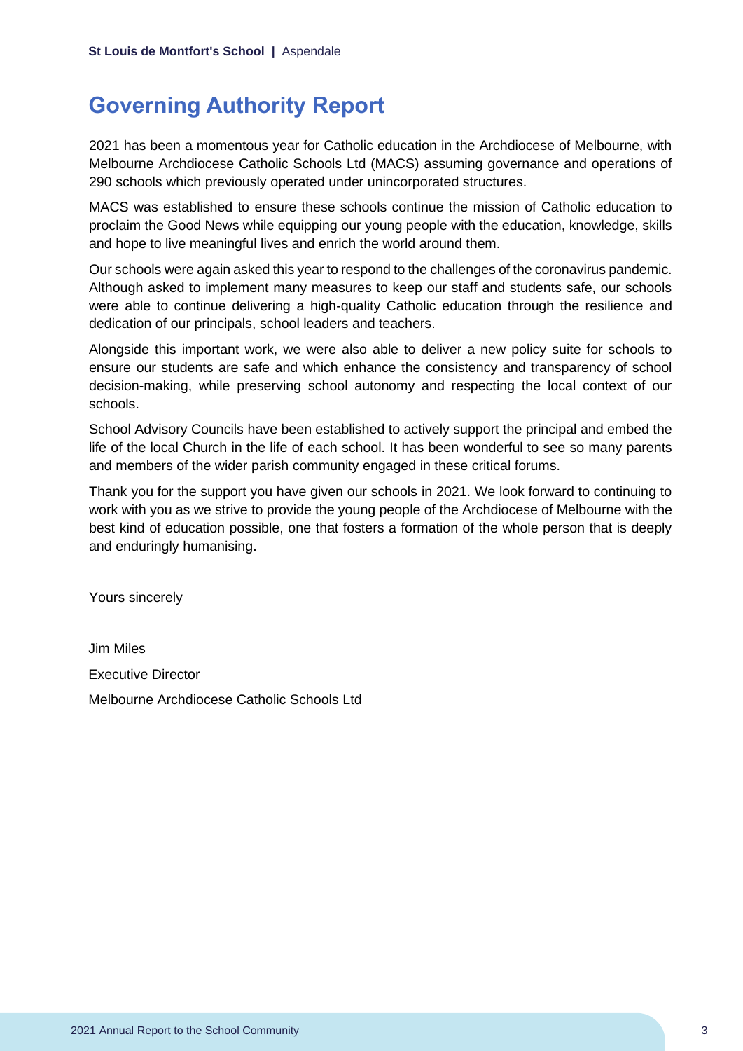# Governing Authority Report

2021 has been a momentous year for Catholic education in the Archdiocese of Melbourne, with Melbourne Archdiocese Catholic Schools Ltd (MACS) assuming governance and operations of 290 schools which previously operated under unincorporated structures.

MACS was established to ensure these schools continue the mission of Catholic education to proclaim the Good News while equipping our young people with the education, knowledge, skills and hope to live meaningful lives and enrich the world around them.

Our schools were again asked this year to respond to the challenges of the coronavirus pandemic. Although asked to implement many measures to keep our staff and students safe, our schools were able to continue delivering a high-quality Catholic education through the resilience and dedication of our principals, school leaders and teachers.

Alongside this important work, we were also able to deliver a new policy suite for schools to ensure our students are safe and which enhance the consistency and transparency of school decision-making, while preserving school autonomy and respecting the local context of our schools.

School Advisory Councils have been established to actively support the principal and embed the life of the local Church in the life of each school. It has been wonderful to see so many parents and members of the wider parish community engaged in these critical forums.

Thank you for the support you have given our schools in 2021. We look forward to continuing to work with you as we strive to provide the young people of the Archdiocese of Melbourne with the best kind of education possible, one that fosters a formation of the whole person that is deeply and enduringly humanising.

Yours sincerely

Jim Miles

Executive Director

Melbourne Archdiocese Catholic Schools Ltd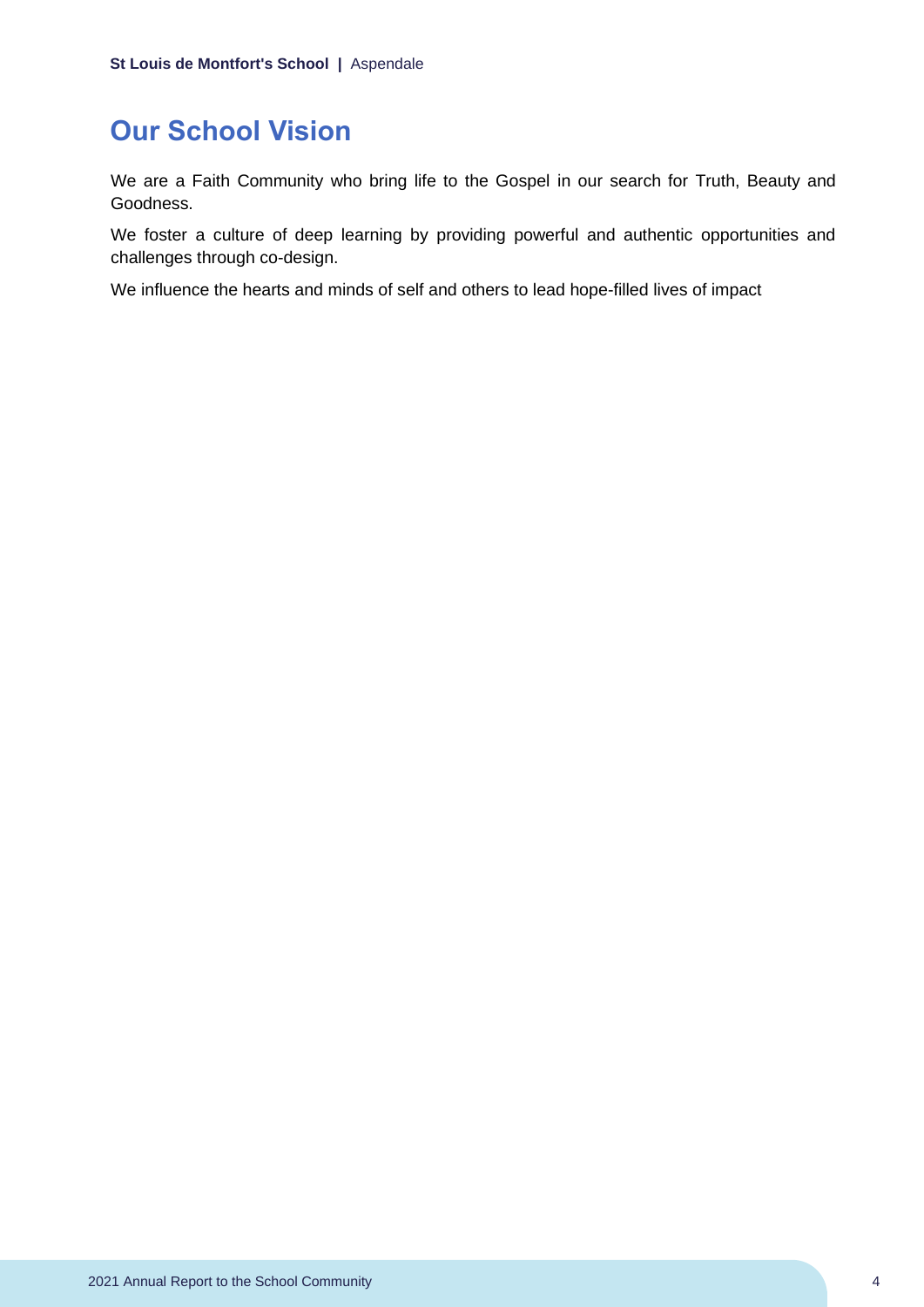## Our School Vision

We are a Faith Community who bring life to the Gospel in our search for Truth, Beauty and Goodness.

We foster a culture of deep learning by providing powerful and authentic opportunities and challenges through co-design.

We influence the hearts and minds of self and others to lead hope-filled lives of impact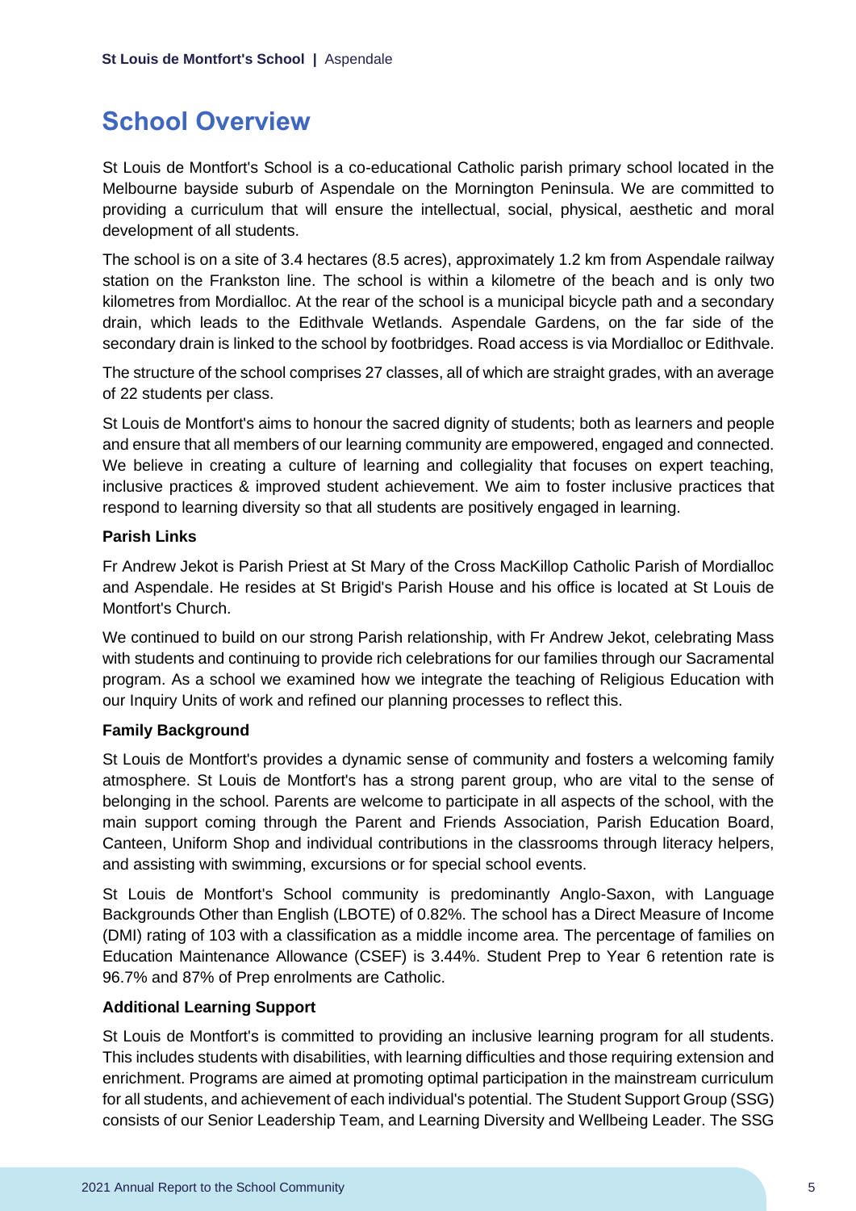## School Overview

St Louis de Montfort's School is a co-educational Catholic parish primary school located in the Melbourne bayside suburb of Aspendale on the Mornington Peninsula. We are committed to providing a curriculum that will ensure the intellectual, social, physical, aesthetic and moral development of all students.

The school is on a site of 3.4 hectares (8.5 acres), approximately 1.2 km from Aspendale railway station on the Frankston line. The school is within a kilometre of the beach and is only two kilometres from Mordialloc. At the rear of the school is a municipal bicycle path and a secondary drain, which leads to the Edithvale Wetlands. Aspendale Gardens, on the far side of the secondary drain is linked to the school by footbridges. Road access is via Mordialloc or Edithvale.

The structure of the school comprises 27 classes, all of which are straight grades, with an average of 22 students per class.

St Louis de Montfort's aims to honour the sacred dignity of students; both as learners and people and ensure that all members of our learning community are empowered, engaged and connected. We believe in creating a culture of learning and collegiality that focuses on expert teaching, inclusive practices & improved student achievement. We aim to foster inclusive practices that respond to learning diversity so that all students are positively engaged in learning.

**Parish Links**

Fr Andrew Jekot is Parish Priest at St Mary of the Cross MacKillop Catholic Parish of Mordialloc and Aspendale. He resides at St Brigid's Parish House and his office is located at St Louis de Montfort's Church.

We continued to build on our strong Parish relationship, with Fr Andrew Jekot, celebrating Mass with students and continuing to provide rich celebrations for our families through our Sacramental program. As a school we examined how we integrate the teaching of Religious Education with our Inquiry Units of work and refined our planning processes to reflect this.

**Family Background**

St Louis de Montfort's provides a dynamic sense of community and fosters a welcoming family atmosphere. St Louis de Montfort's has a strong parent group, who are vital to the sense of belonging in the school. Parents are welcome to participate in all aspects of the school, with the main support coming through the Parent and Friends Association, Parish Education Board, Canteen, Uniform Shop and individual contributions in the classrooms through literacy helpers, and assisting with swimming, excursions or for special school events.

St Louis de Montfort's School community is predominantly Anglo-Saxon, with Language Backgrounds Other than English (LBOTE) of 0.82%. The school has a Direct Measure of Income (DMI) rating of 103 with a classification as a middle income area. The percentage of families on Education Maintenance Allowance (CSEF) is 3.44%. Student Prep to Year 6 retention rate is 96.7% and 87% of Prep enrolments are Catholic.

**Additional Learning Support**

St Louis de Montfort's is committed to providing an inclusive learning program for all students. This includes students with disabilities, with learning difficulties and those requiring extension and enrichment. Programs are aimed at promoting optimal participation in the mainstream curriculum for all students, and achievement of each individual's potential. The Student Support Group (SSG) consists of our Senior Leadership Team, and Learning Diversity and Wellbeing Leader. The SSG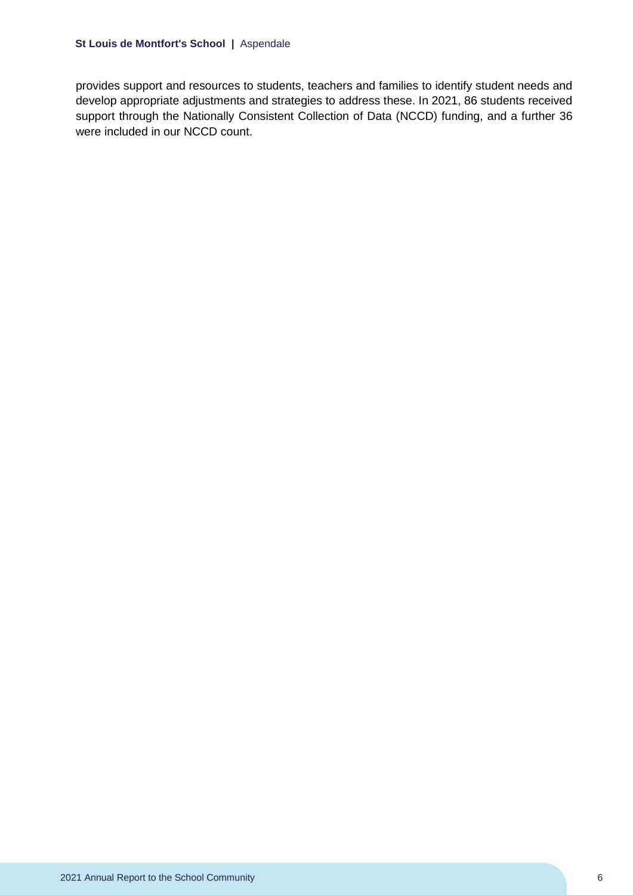provides support and resources to students, teachers and families to identify student needs and develop appropriate adjustments and strategies to address these. In 2021, 86 students received support through the Nationally Consistent Collection of Data (NCCD) funding, and a further 36 were included in our NCCD count.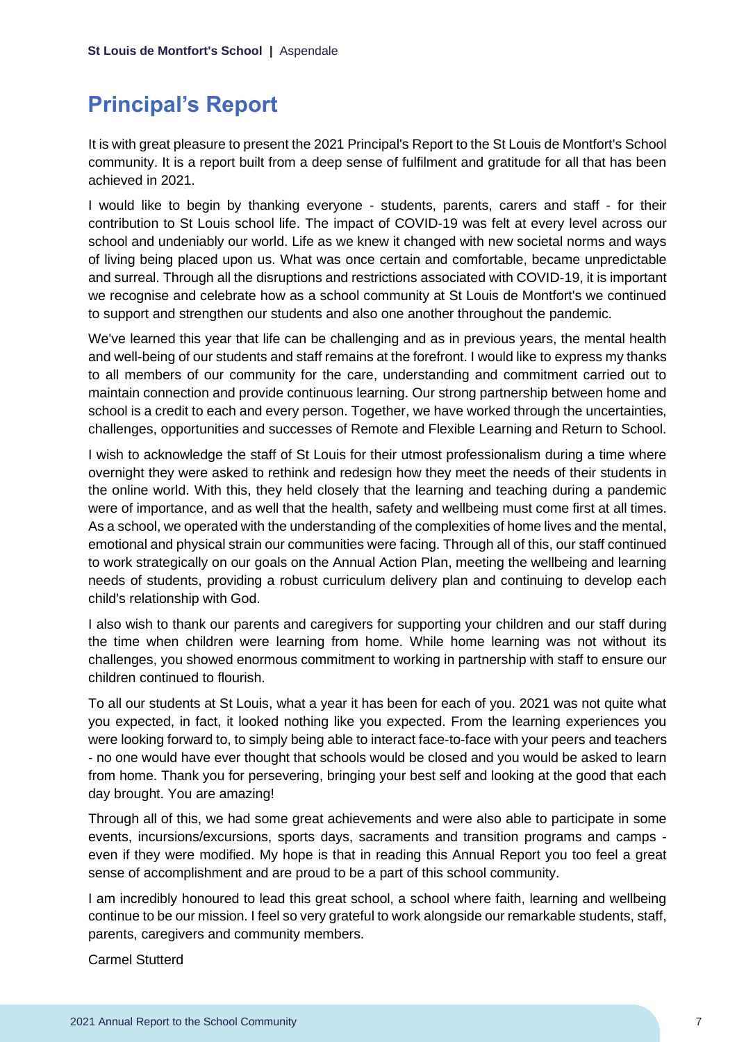# Principal's Report

It is with great pleasure to present the 2021 Principal's Report to the St Louis de Montfort's School community. It is a report built from a deep sense of fulfilment and gratitude for all that has been achieved in 2021.

I would like to begin by thanking everyone - students, parents, carers and staff - for their contribution to St Louis school life. The impact of COVID-19 was felt at every level across our school and undeniably our world. Life as we knew it changed with new societal norms and ways of living being placed upon us. What was once certain and comfortable, became unpredictable and surreal. Through all the disruptions and restrictions associated with COVID-19, it is important we recognise and celebrate how as a school community at St Louis de Montfort's we continued to support and strengthen our students and also one another throughout the pandemic.

We've learned this year that life can be challenging and as in previous years, the mental health and well-being of our students and staff remains at the forefront. I would like to express my thanks to all members of our community for the care, understanding and commitment carried out to maintain connection and provide continuous learning. Our strong partnership between home and school is a credit to each and every person. Together, we have worked through the uncertainties, challenges, opportunities and successes of Remote and Flexible Learning and Return to School.

I wish to acknowledge the staff of St Louis for their utmost professionalism during a time where overnight they were asked to rethink and redesign how they meet the needs of their students in the online world. With this, they held closely that the learning and teaching during a pandemic were of importance, and as well that the health, safety and wellbeing must come first at all times. As a school, we operated with the understanding of the complexities of home lives and the mental, emotional and physical strain our communities were facing. Through all of this, our staff continued to work strategically on our goals on the Annual Action Plan, meeting the wellbeing and learning needs of students, providing a robust curriculum delivery plan and continuing to develop each child's relationship with God.

I also wish to thank our parents and caregivers for supporting your children and our staff during the time when children were learning from home. While home learning was not without its challenges, you showed enormous commitment to working in partnership with staff to ensure our children continued to flourish.

To all our students at St Louis, what a year it has been for each of you. 2021 was not quite what you expected, in fact, it looked nothing like you expected. From the learning experiences you were looking forward to, to simply being able to interact face-to-face with your peers and teachers - no one would have ever thought that schools would be closed and you would be asked to learn from home. Thank you for persevering, bringing your best self and looking at the good that each day brought. You are amazing!

Through all of this, we had some great achievements and were also able to participate in some events, incursions/excursions, sports days, sacraments and transition programs and camps - even if they were modified. My hope is that in reading this Annual Report you too feel a great sense of accomplishment and are proud to be a part of this school community.

I am incredibly honoured to lead this great school, a school where faith, learning and wellbeing continue to be our mission. I feel so very grateful to work alongside our remarkable students, staff, parents, caregivers and community members.

Carmel Stutterd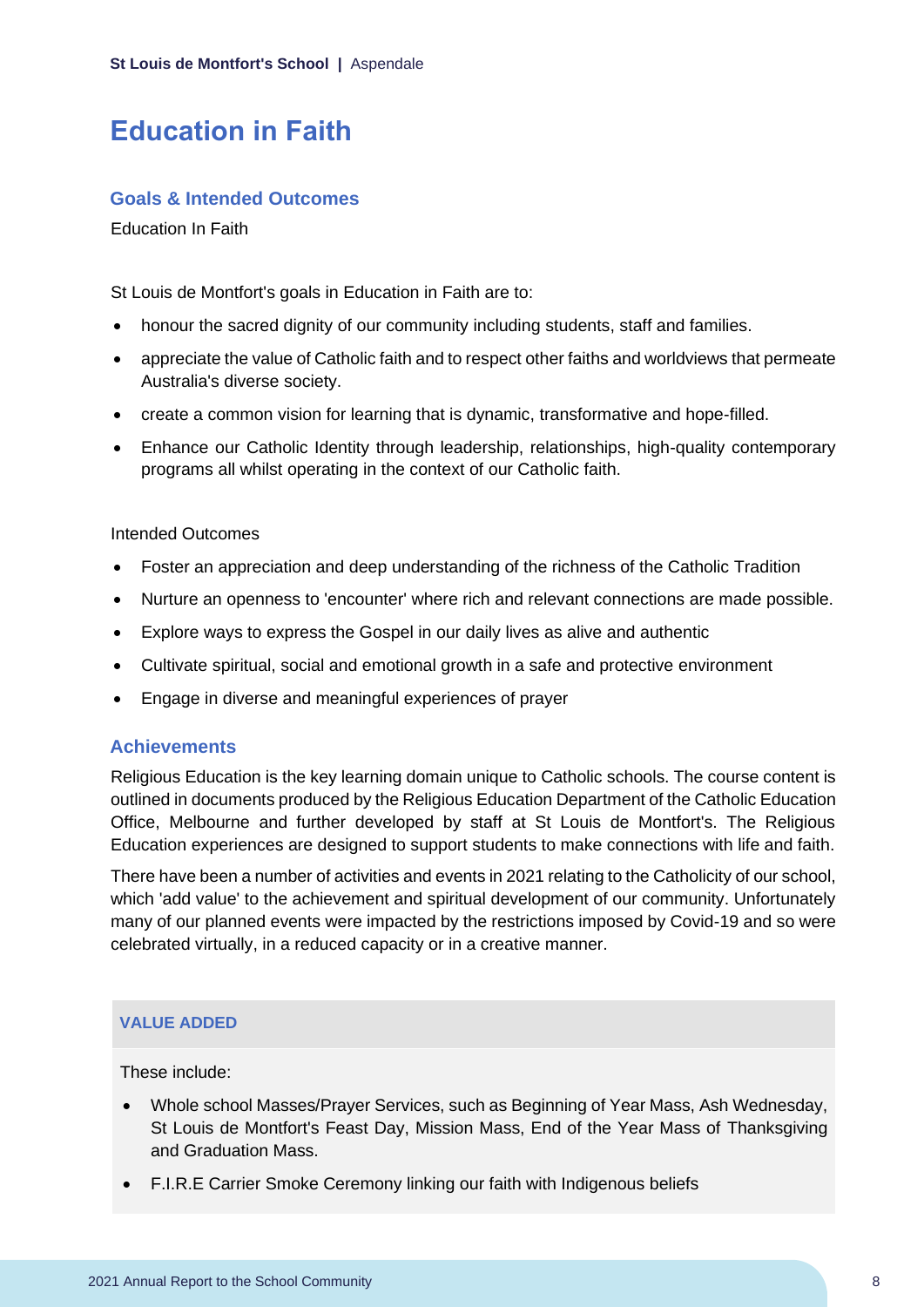# Education in Faith

## Goals & Intended Outcomes

Education In Faith

St Louis de Montfort's goals in Education in Faith are to:

- honour the sacred dignity of our community including students, staff and families.
- appreciate the value of Catholic faith and to respect other faiths and worldviews that permeate Australia's diverse society.
- create a common vision for learning that is dynamic, transformative and hope-filled.
- Enhance our Catholic Identity through leadership, relationships, high-quality contemporary programs all whilst operating in the context of our Catholic faith.

Intended Outcomes

- Foster an appreciation and deep understanding of the richness of the Catholic Tradition
- Nurture an openness to 'encounter' where rich and relevant connections are made possible.
- Explore ways to express the Gospel in our daily lives as alive and authentic
- Cultivate spiritual, social and emotional growth in a safe and protective environment
- Engage in diverse and meaningful experiences of prayer

## Achievements

Religious Education is the key learning domain unique to Catholic schools. The course content is outlined in documents produced by the Religious Education Department of the Catholic Education Office, Melbourne and further developed by staff at St Louis de Montfort's. The Religious Education experiences are designed to support students to make connections with life and faith.

There have been a number of activities and events in 2021 relating to the Catholicity of our school, which 'add value' to the achievement and spiritual development of our community. Unfortunately many of our planned events were impacted by the restrictions imposed by Covid-19 and so were celebrated virtually, in a reduced capacity or in a creative manner.

### VALUE ADDED

These include:

- Whole school Masses/Prayer Services, such as Beginning of Year Mass, Ash Wednesday, St Louis de Montfort's Feast Day, Mission Mass, End of the Year Mass of Thanksgiving and Graduation Mass.
- F.I.R.E Carrier Smoke Ceremony linking our faith with Indigenous beliefs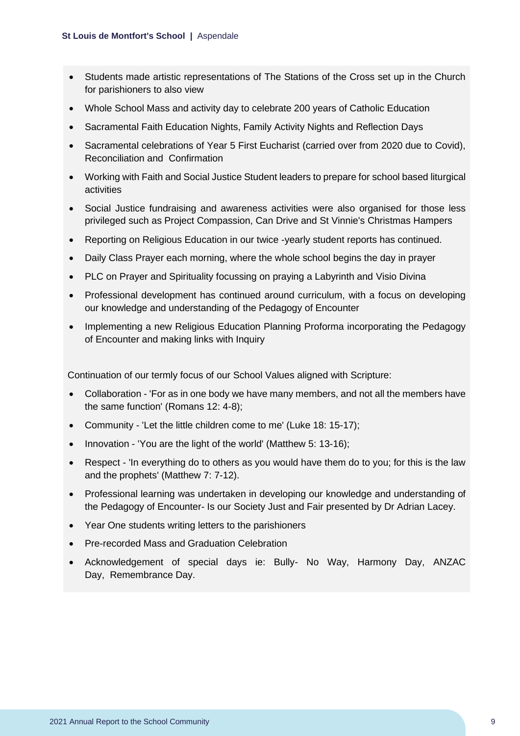- Students made artistic representations of The Stations of the Cross set up in the Church for parishioners to also view
- Whole School Mass and activity day to celebrate 200 years of Catholic Education
- Sacramental Faith Education Nights, Family Activity Nights and Reflection Days
- Sacramental celebrations of Year 5 First Eucharist (carried over from 2020 due to Covid), Reconciliation and Confirmation
- Working with Faith and Social Justice Student leaders to prepare for school based liturgical activities
- Social Justice fundraising and awareness activities were also organised for those less privileged such as Project Compassion, Can Drive and St Vinnie's Christmas Hampers
- Reporting on Religious Education in our twice -yearly student reports has continued.
- Daily Class Prayer each morning, where the whole school begins the day in prayer
- PLC on Prayer and Spirituality focussing on praying a Labyrinth and Visio Divina
- Professional development has continued around curriculum, with a focus on developing our knowledge and understanding of the Pedagogy of Encounter
- Implementing a new Religious Education Planning Proforma incorporating the Pedagogy of Encounter and making links with Inquiry

Continuation of our termly focus of our School Values aligned with Scripture:

- Collaboration - 'For as in one body we have many members, and not all the members have the same function' (Romans 12: 4-8);
- Community - 'Let the little children come to me' (Luke 18: 15-17);
- Innovation - 'You are the light of the world' (Matthew 5: 13-16);
- Respect - 'In everything do to others as you would have them do to you; for this is the law and the prophets' (Matthew 7: 7-12).
- Professional learning was undertaken in developing our knowledge and understanding of the Pedagogy of Encounter- Is our Society Just and Fair presented by Dr Adrian Lacey.
- Year One students writing letters to the parishioners
- Pre-recorded Mass and Graduation Celebration
- Acknowledgement of special days ie: Bully- No Way, Harmony Day, ANZAC Day, Remembrance Day.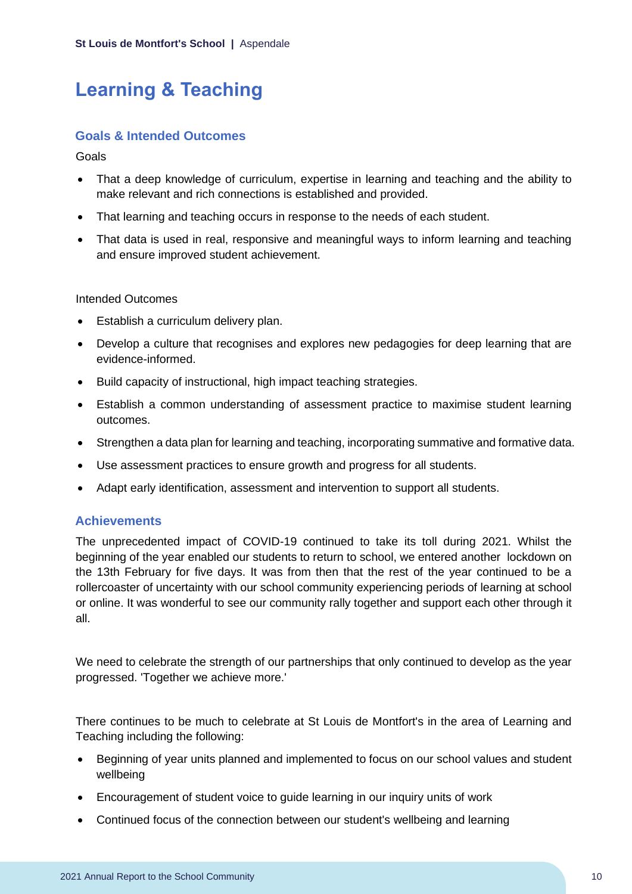# Learning & Teaching

## Goals & Intended Outcomes

Goals

- That a deep knowledge of curriculum, expertise in learning and teaching and the ability to make relevant and rich connections is established and provided.
- That learning and teaching occurs in response to the needs of each student.
- That data is used in real, responsive and meaningful ways to inform learning and teaching and ensure improved student achievement.

Intended Outcomes

- Establish a curriculum delivery plan.
- Develop a culture that recognises and explores new pedagogies for deep learning that are evidence-informed.
- Build capacity of instructional, high impact teaching strategies.
- Establish a common understanding of assessment practice to maximise student learning outcomes.
- Strengthen a data plan for learning and teaching, incorporating summative and formative data.
- Use assessment practices to ensure growth and progress for all students.
- Adapt early identification, assessment and intervention to support all students.

## Achievements

The unprecedented impact of COVID-19 continued to take its toll during 2021. Whilst the beginning of the year enabled our students to return to school, we entered another lockdown on the 13th February for five days. It was from then that the rest of the year continued to be a rollercoaster of uncertainty with our school community experiencing periods of learning at school or online. It was wonderful to see our community rally together and support each other through it all.

We need to celebrate the strength of our partnerships that only continued to develop as the year progressed. 'Together we achieve more.'

There continues to be much to celebrate at St Louis de Montfort's in the area of Learning and Teaching including the following:

- Beginning of year units planned and implemented to focus on our school values and student wellbeing
- Encouragement of student voice to guide learning in our inquiry units of work
- Continued focus of the connection between our student's wellbeing and learning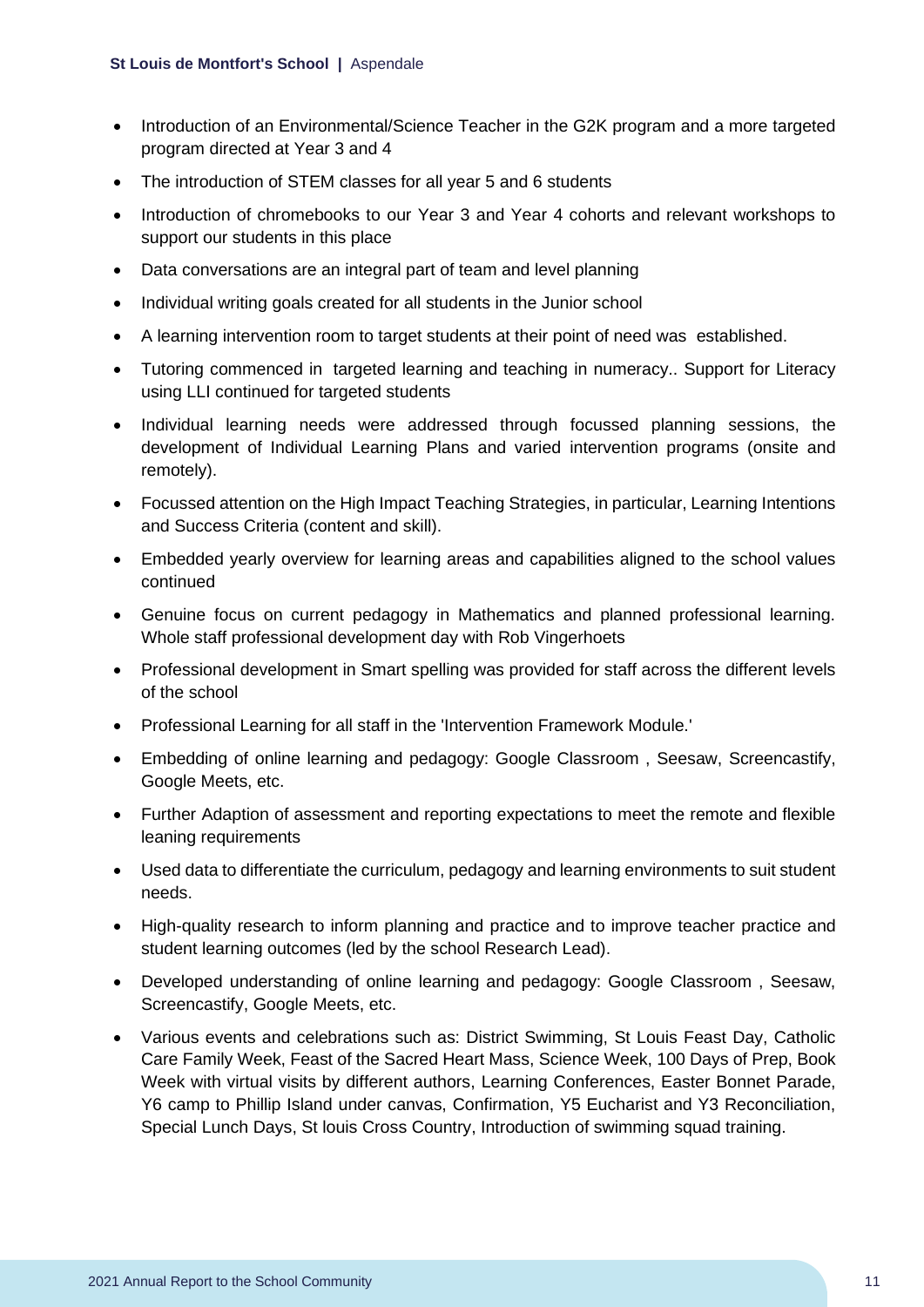- Introduction of an Environmental/Science Teacher in the G2K program and a more targeted program directed at Year 3 and 4
- The introduction of STEM classes for all year 5 and 6 students
- Introduction of chromebooks to our Year 3 and Year 4 cohorts and relevant workshops to support our students in this place
- Data conversations are an integral part of team and level planning
- Individual writing goals created for all students in the Junior school
- A learning intervention room to target students at their point of need was established.
- Tutoring commenced in targeted learning and teaching in numeracy.. Support for Literacy using LLI continued for targeted students
- Individual learning needs were addressed through focussed planning sessions, the development of Individual Learning Plans and varied intervention programs (onsite and remotely).
- Focussed attention on the High Impact Teaching Strategies, in particular, Learning Intentions and Success Criteria (content and skill).
- Embedded yearly overview for learning areas and capabilities aligned to the school values continued
- Genuine focus on current pedagogy in Mathematics and planned professional learning. Whole staff professional development day with Rob Vingerhoets
- Professional development in Smart spelling was provided for staff across the different levels of the school
- Professional Learning for all staff in the 'Intervention Framework Module.'
- Embedding of online learning and pedagogy: Google Classroom , Seesaw, Screencastify, Google Meets, etc.
- Further Adaption of assessment and reporting expectations to meet the remote and flexible leaning requirements
- Used data to differentiate the curriculum, pedagogy and learning environments to suit student needs.
- High-quality research to inform planning and practice and to improve teacher practice and student learning outcomes (led by the school Research Lead).
- Developed understanding of online learning and pedagogy: Google Classroom , Seesaw, Screencastify, Google Meets, etc.
- Various events and celebrations such as: District Swimming, St Louis Feast Day, Catholic Care Family Week, Feast of the Sacred Heart Mass, Science Week, 100 Days of Prep, Book Week with virtual visits by different authors, Learning Conferences, Easter Bonnet Parade, Y6 camp to Phillip Island under canvas, Confirmation, Y5 Eucharist and Y3 Reconciliation, Special Lunch Days, St louis Cross Country, Introduction of swimming squad training.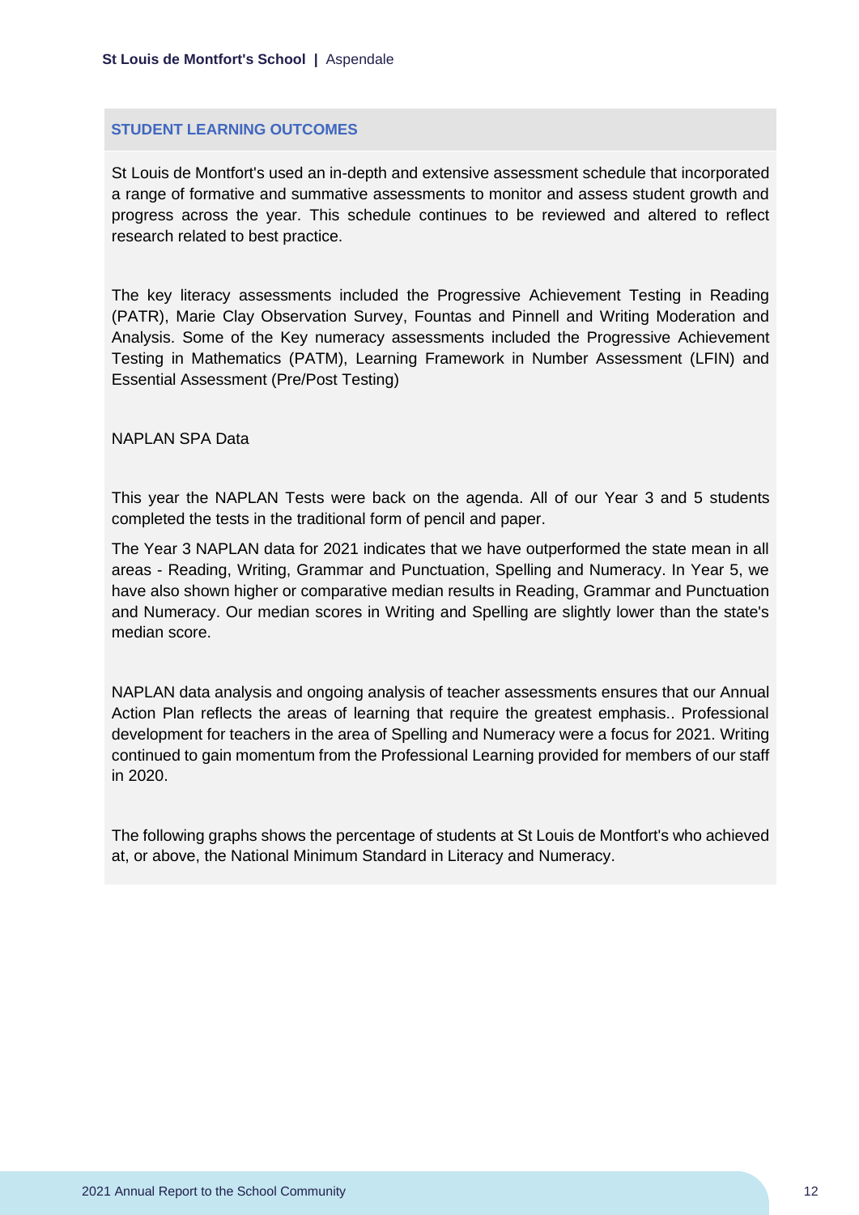## STUDENT LEARNING OUTCOMES

St Louis de Montfort's used an in-depth and extensive assessment schedule that incorporated a range of formative and summative assessments to monitor and assess student growth and progress across the year. This schedule continues to be reviewed and altered to reflect research related to best practice.

The key literacy assessments included the Progressive Achievement Testing in Reading (PATR), Marie Clay Observation Survey, Fountas and Pinnell and Writing Moderation and Analysis. Some of the Key numeracy assessments included the Progressive Achievement Testing in Mathematics (PATM), Learning Framework in Number Assessment (LFIN) and Essential Assessment (Pre/Post Testing)

NAPLAN SPA Data

This year the NAPLAN Tests were back on the agenda. All of our Year 3 and 5 students completed the tests in the traditional form of pencil and paper.

The Year 3 NAPLAN data for 2021 indicates that we have outperformed the state mean in all areas - Reading, Writing, Grammar and Punctuation, Spelling and Numeracy. In Year 5, we have also shown higher or comparative median results in Reading, Grammar and Punctuation and Numeracy. Our median scores in Writing and Spelling are slightly lower than the state's median score.

NAPLAN data analysis and ongoing analysis of teacher assessments ensures that our Annual Action Plan reflects the areas of learning that require the greatest emphasis.. Professional development for teachers in the area of Spelling and Numeracy were a focus for 2021. Writing continued to gain momentum from the Professional Learning provided for members of our staff in 2020.

The following graphs shows the percentage of students at St Louis de Montfort's who achieved at, or above, the National Minimum Standard in Literacy and Numeracy.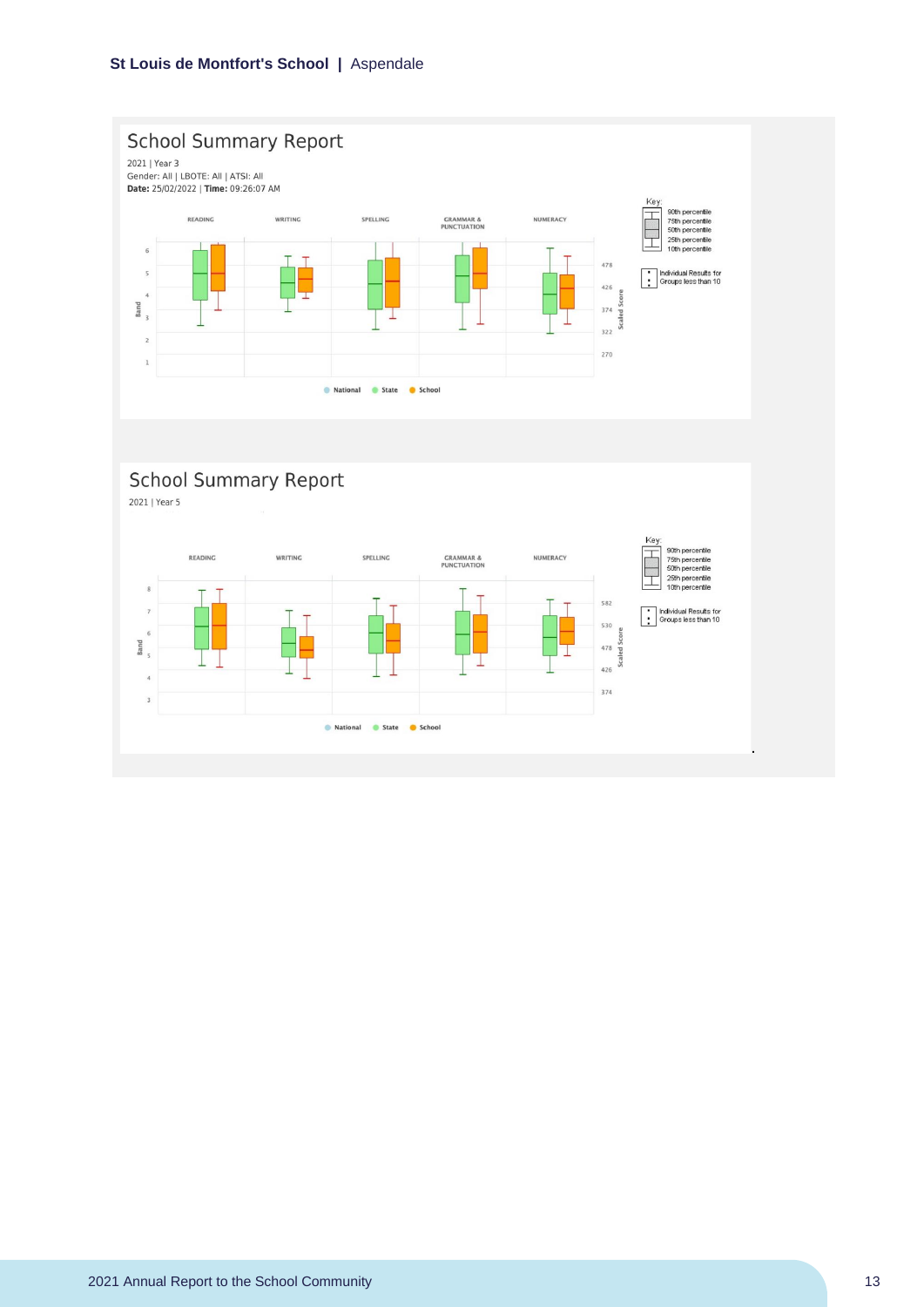## School Summary Report

2021 | Year 3

Gender: All | LBOTE: All | ATSI: All

**Date:** 25/02/2022 | **Time:** 09:26:07 AM

READING | WRITING | SPELLING | GRAMMAR & PUNCTUATION | NUMERACY

Band: 1, 2, 3, 4, 5, 6

Scaled Score: 270, 322, 374, 426, 478

Key:
- 90th percentile
- 75th percentile
- 50th percentile
- 25th percentile
- 10th percentile
- Individual Results for Groups less than 10

National | State | School

## School Summary Report

2021 | Year 5

READING | WRITING | SPELLING | GRAMMAR & PUNCTUATION | NUMERACY

Band: 3, 4, 5, 6, 7, 8

Scaled Score: 374, 426, 478, 530, 582

Key:
- 90th percentile
- 75th percentile
- 50th percentile
- 25th percentile
- 10th percentile
- Individual Results for Groups less than 10

National | State | School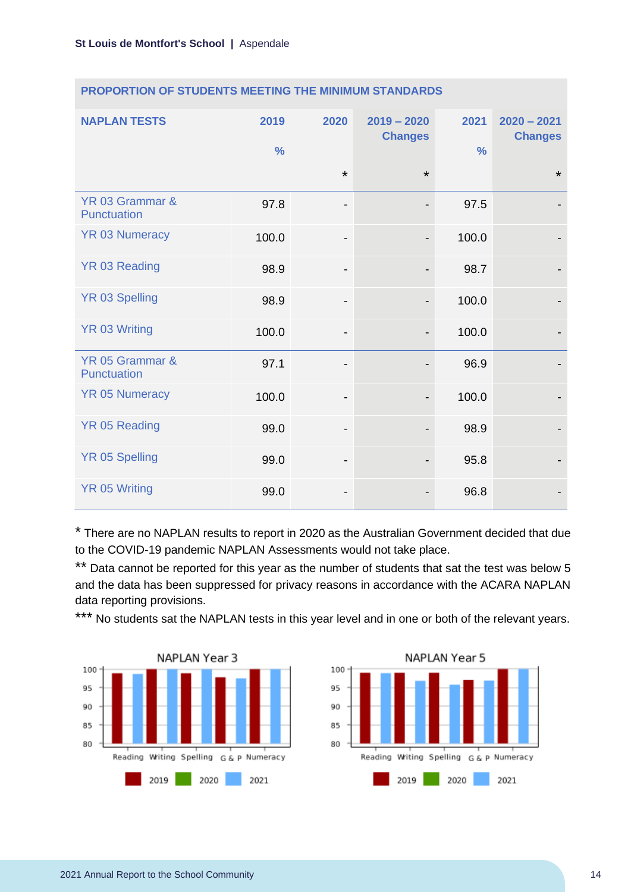| PROPORTION OF STUDENTS MEETING THE MINIMUM STANDARDS | | | | | |
|---|---|---|---|---|---|
| **NAPLAN TESTS** | **2019 %** | **2020 \*** | **2019 – 2020 Changes \*** | **2021 %** | **2020 – 2021 Changes \*** |
| YR 03 Grammar & Punctuation | 97.8 | - | - | 97.5 | - |
| YR 03 Numeracy | 100.0 | - | - | 100.0 | - |
| YR 03 Reading | 98.9 | - | - | 98.7 | - |
| YR 03 Spelling | 98.9 | - | - | 100.0 | - |
| YR 03 Writing | 100.0 | - | - | 100.0 | - |
| YR 05 Grammar & Punctuation | 97.1 | - | - | 96.9 | - |
| YR 05 Numeracy | 100.0 | - | - | 100.0 | - |
| YR 05 Reading | 99.0 | - | - | 98.9 | - |
| YR 05 Spelling | 99.0 | - | - | 95.8 | - |
| YR 05 Writing | 99.0 | - | - | 96.8 | - |

\* There are no NAPLAN results to report in 2020 as the Australian Government decided that due to the COVID-19 pandemic NAPLAN Assessments would not take place.

\*\* Data cannot be reported for this year as the number of students that sat the test was below 5 and the data has been suppressed for privacy reasons in accordance with the ACARA NAPLAN data reporting provisions.

\*\*\* No students sat the NAPLAN tests in this year level and in one or both of the relevant years.

NAPLAN Year 3

NAPLAN Year 5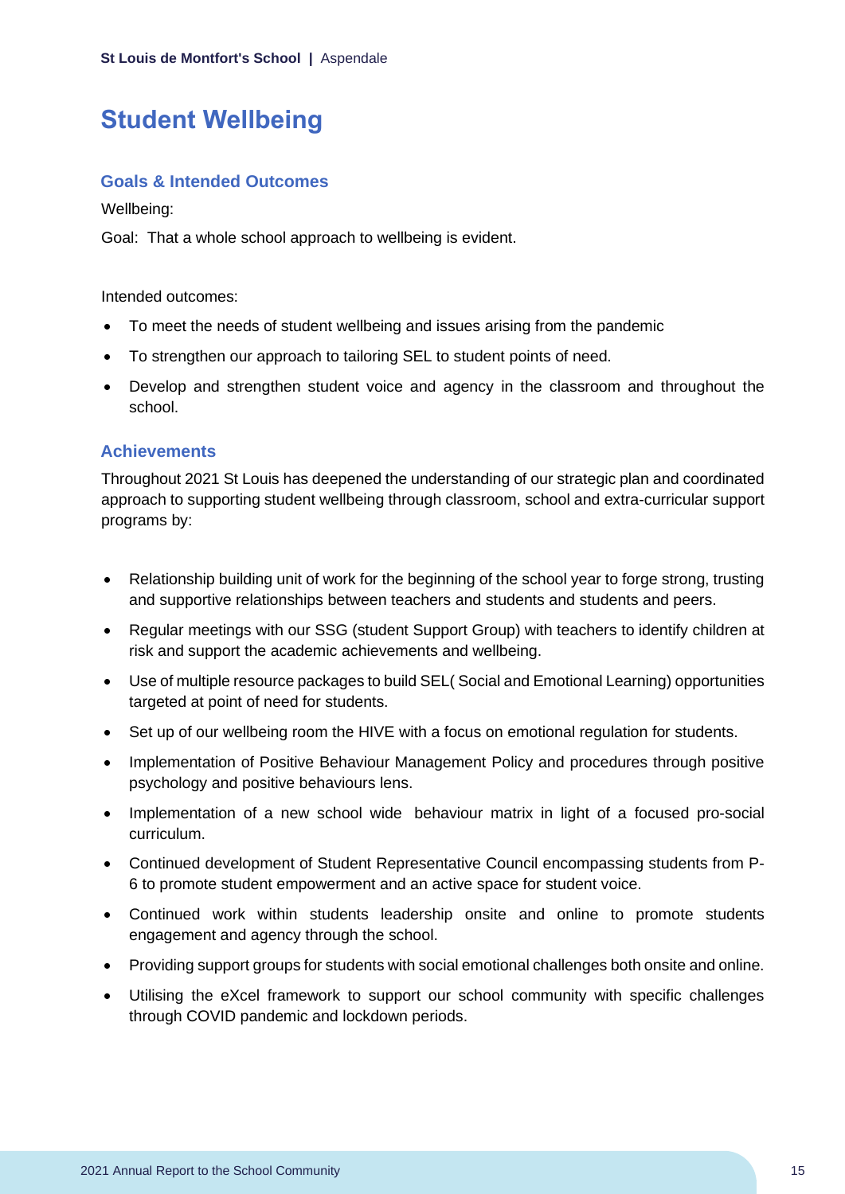# Student Wellbeing

## Goals & Intended Outcomes

Wellbeing:

Goal: That a whole school approach to wellbeing is evident.

Intended outcomes:

- To meet the needs of student wellbeing and issues arising from the pandemic
- To strengthen our approach to tailoring SEL to student points of need.
- Develop and strengthen student voice and agency in the classroom and throughout the school.

## Achievements

Throughout 2021 St Louis has deepened the understanding of our strategic plan and coordinated approach to supporting student wellbeing through classroom, school and extra-curricular support programs by:

- Relationship building unit of work for the beginning of the school year to forge strong, trusting and supportive relationships between teachers and students and students and peers.
- Regular meetings with our SSG (student Support Group) with teachers to identify children at risk and support the academic achievements and wellbeing.
- Use of multiple resource packages to build SEL( Social and Emotional Learning) opportunities targeted at point of need for students.
- Set up of our wellbeing room the HIVE with a focus on emotional regulation for students.
- Implementation of Positive Behaviour Management Policy and procedures through positive psychology and positive behaviours lens.
- Implementation of a new school wide behaviour matrix in light of a focused pro-social curriculum.
- Continued development of Student Representative Council encompassing students from P-6 to promote student empowerment and an active space for student voice.
- Continued work within students leadership onsite and online to promote students engagement and agency through the school.
- Providing support groups for students with social emotional challenges both onsite and online.
- Utilising the eXcel framework to support our school community with specific challenges through COVID pandemic and lockdown periods.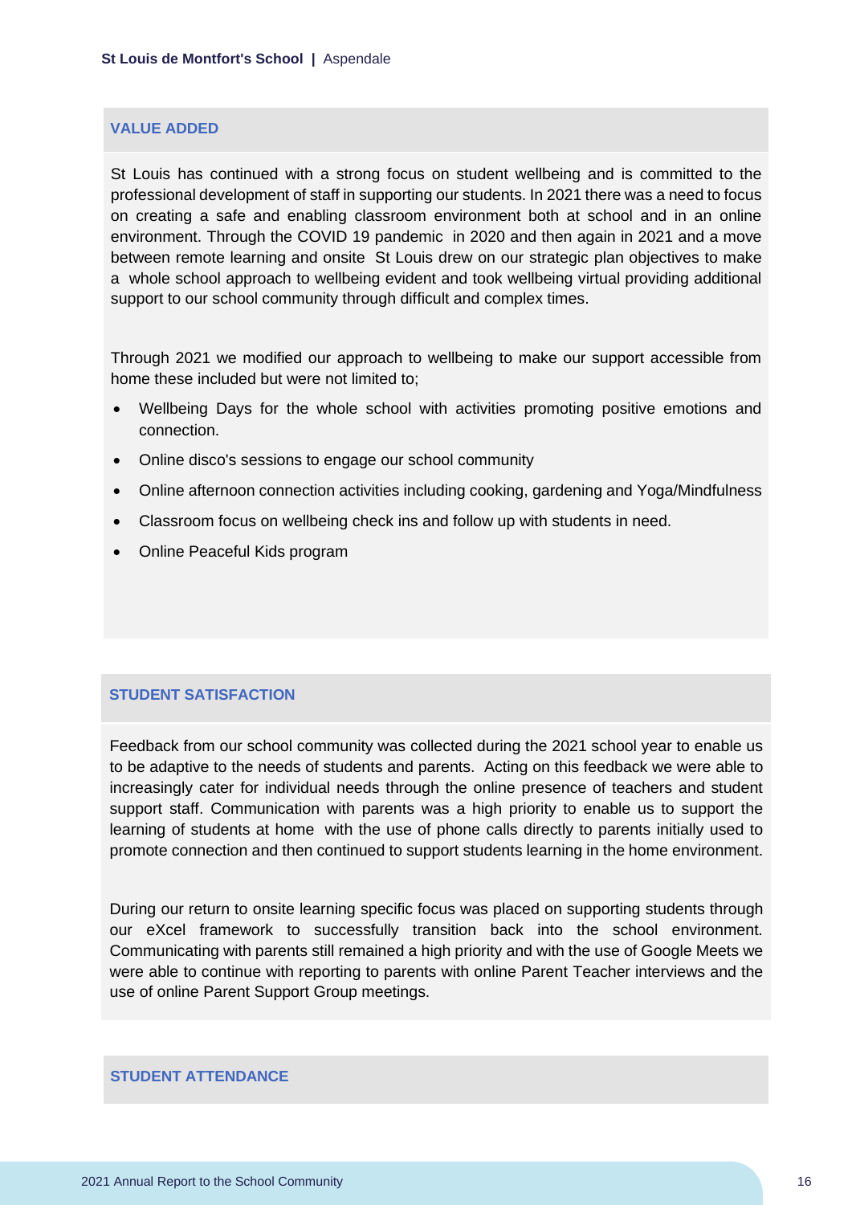## VALUE ADDED

St Louis has continued with a strong focus on student wellbeing and is committed to the professional development of staff in supporting our students. In 2021 there was a need to focus on creating a safe and enabling classroom environment both at school and in an online environment. Through the COVID 19 pandemic in 2020 and then again in 2021 and a move between remote learning and onsite St Louis drew on our strategic plan objectives to make a whole school approach to wellbeing evident and took wellbeing virtual providing additional support to our school community through difficult and complex times.

Through 2021 we modified our approach to wellbeing to make our support accessible from home these included but were not limited to;

- Wellbeing Days for the whole school with activities promoting positive emotions and connection.
- Online disco's sessions to engage our school community
- Online afternoon connection activities including cooking, gardening and Yoga/Mindfulness
- Classroom focus on wellbeing check ins and follow up with students in need.
- Online Peaceful Kids program

## STUDENT SATISFACTION

Feedback from our school community was collected during the 2021 school year to enable us to be adaptive to the needs of students and parents. Acting on this feedback we were able to increasingly cater for individual needs through the online presence of teachers and student support staff. Communication with parents was a high priority to enable us to support the learning of students at home with the use of phone calls directly to parents initially used to promote connection and then continued to support students learning in the home environment.

During our return to onsite learning specific focus was placed on supporting students through our eXcel framework to successfully transition back into the school environment. Communicating with parents still remained a high priority and with the use of Google Meets we were able to continue with reporting to parents with online Parent Teacher interviews and the use of online Parent Support Group meetings.

## STUDENT ATTENDANCE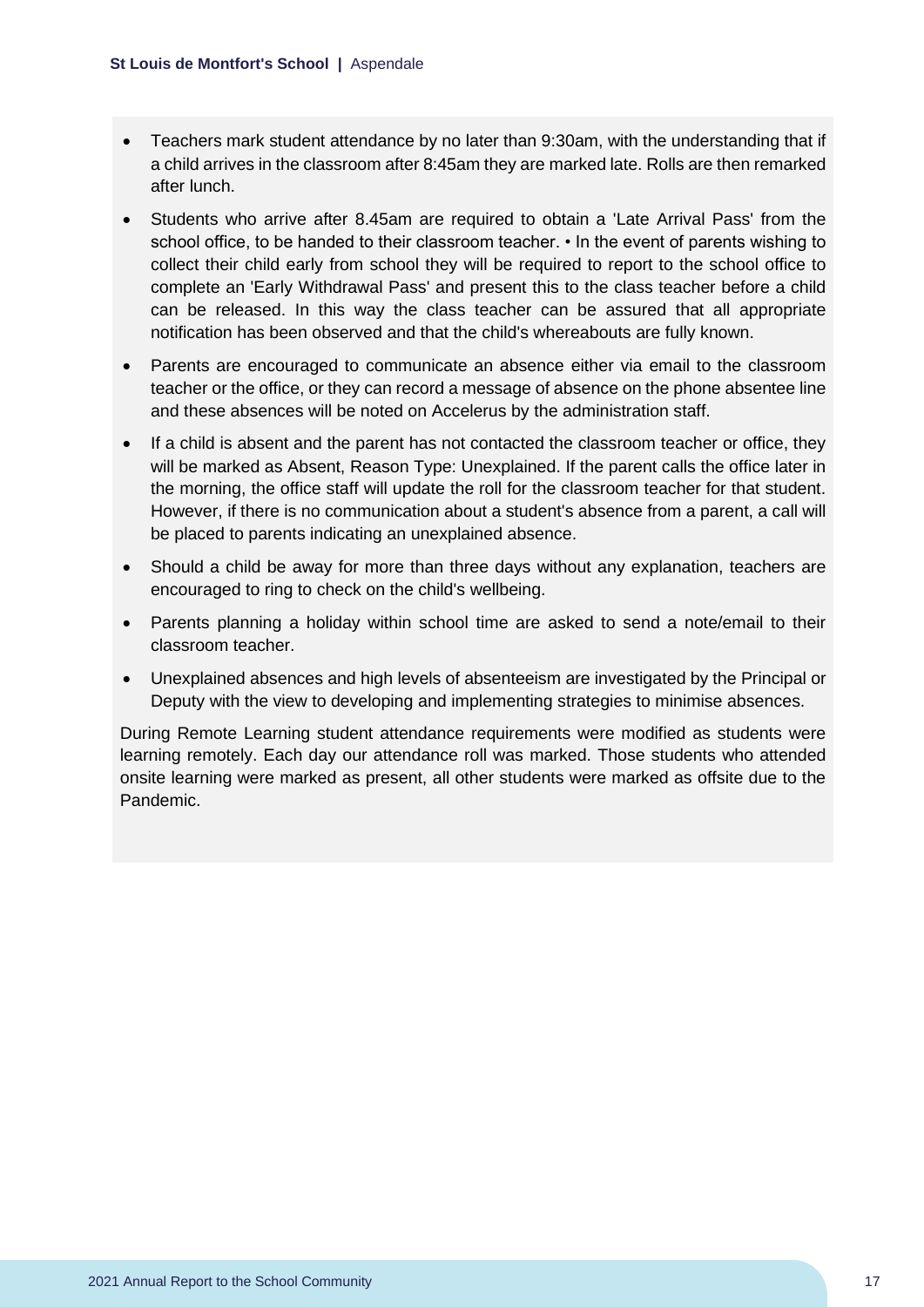- Teachers mark student attendance by no later than 9:30am, with the understanding that if a child arrives in the classroom after 8:45am they are marked late. Rolls are then remarked after lunch.
- Students who arrive after 8.45am are required to obtain a 'Late Arrival Pass' from the school office, to be handed to their classroom teacher. • In the event of parents wishing to collect their child early from school they will be required to report to the school office to complete an 'Early Withdrawal Pass' and present this to the class teacher before a child can be released. In this way the class teacher can be assured that all appropriate notification has been observed and that the child's whereabouts are fully known.
- Parents are encouraged to communicate an absence either via email to the classroom teacher or the office, or they can record a message of absence on the phone absentee line and these absences will be noted on Accelerus by the administration staff.
- If a child is absent and the parent has not contacted the classroom teacher or office, they will be marked as Absent, Reason Type: Unexplained. If the parent calls the office later in the morning, the office staff will update the roll for the classroom teacher for that student. However, if there is no communication about a student's absence from a parent, a call will be placed to parents indicating an unexplained absence.
- Should a child be away for more than three days without any explanation, teachers are encouraged to ring to check on the child's wellbeing.
- Parents planning a holiday within school time are asked to send a note/email to their classroom teacher.
- Unexplained absences and high levels of absenteeism are investigated by the Principal or Deputy with the view to developing and implementing strategies to minimise absences.

During Remote Learning student attendance requirements were modified as students were learning remotely. Each day our attendance roll was marked. Those students who attended onsite learning were marked as present, all other students were marked as offsite due to the Pandemic.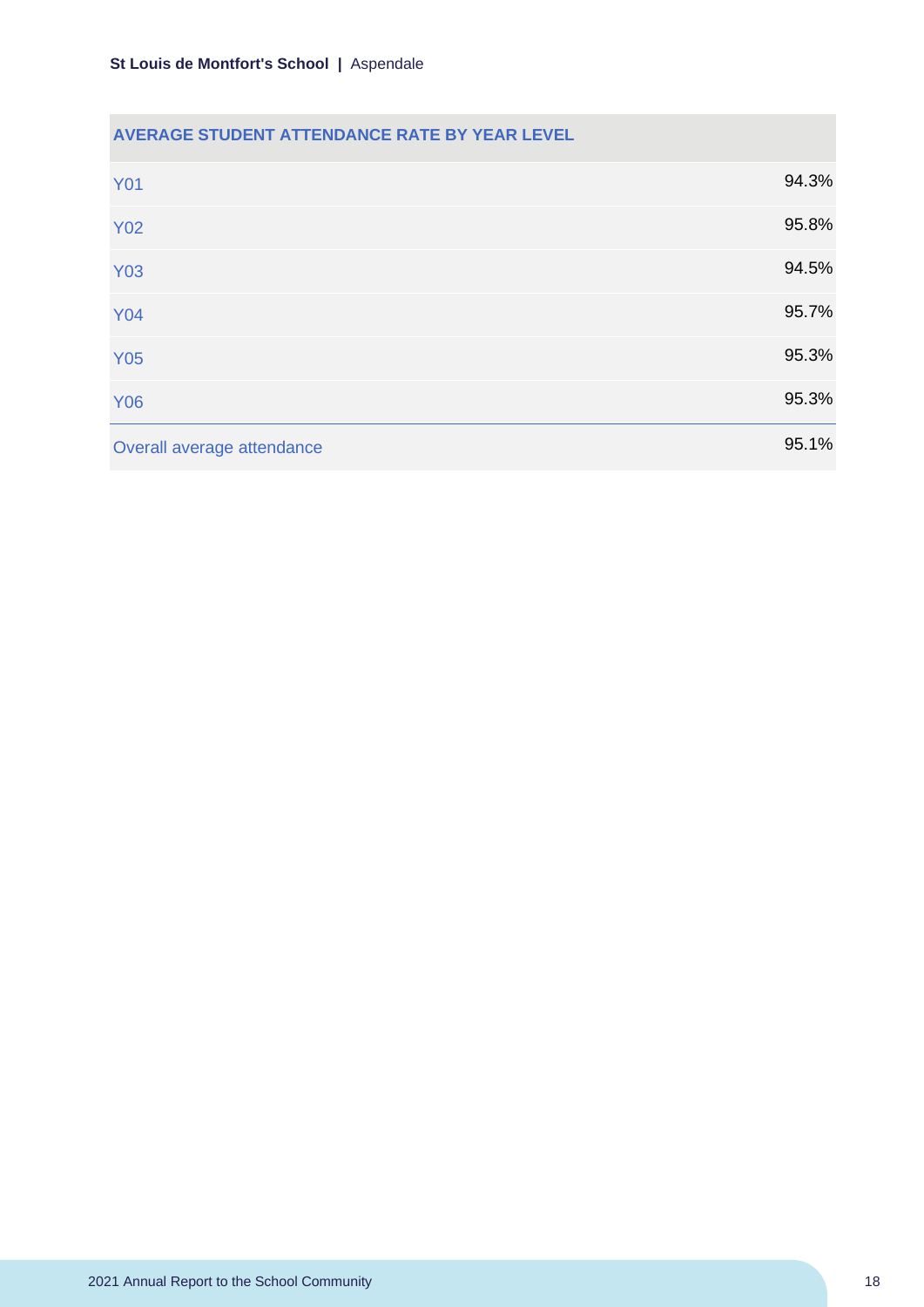| AVERAGE STUDENT ATTENDANCE RATE BY YEAR LEVEL | |
|---|---|
| Y01 | 94.3% |
| Y02 | 95.8% |
| Y03 | 94.5% |
| Y04 | 95.7% |
| Y05 | 95.3% |
| Y06 | 95.3% |
| Overall average attendance | 95.1% |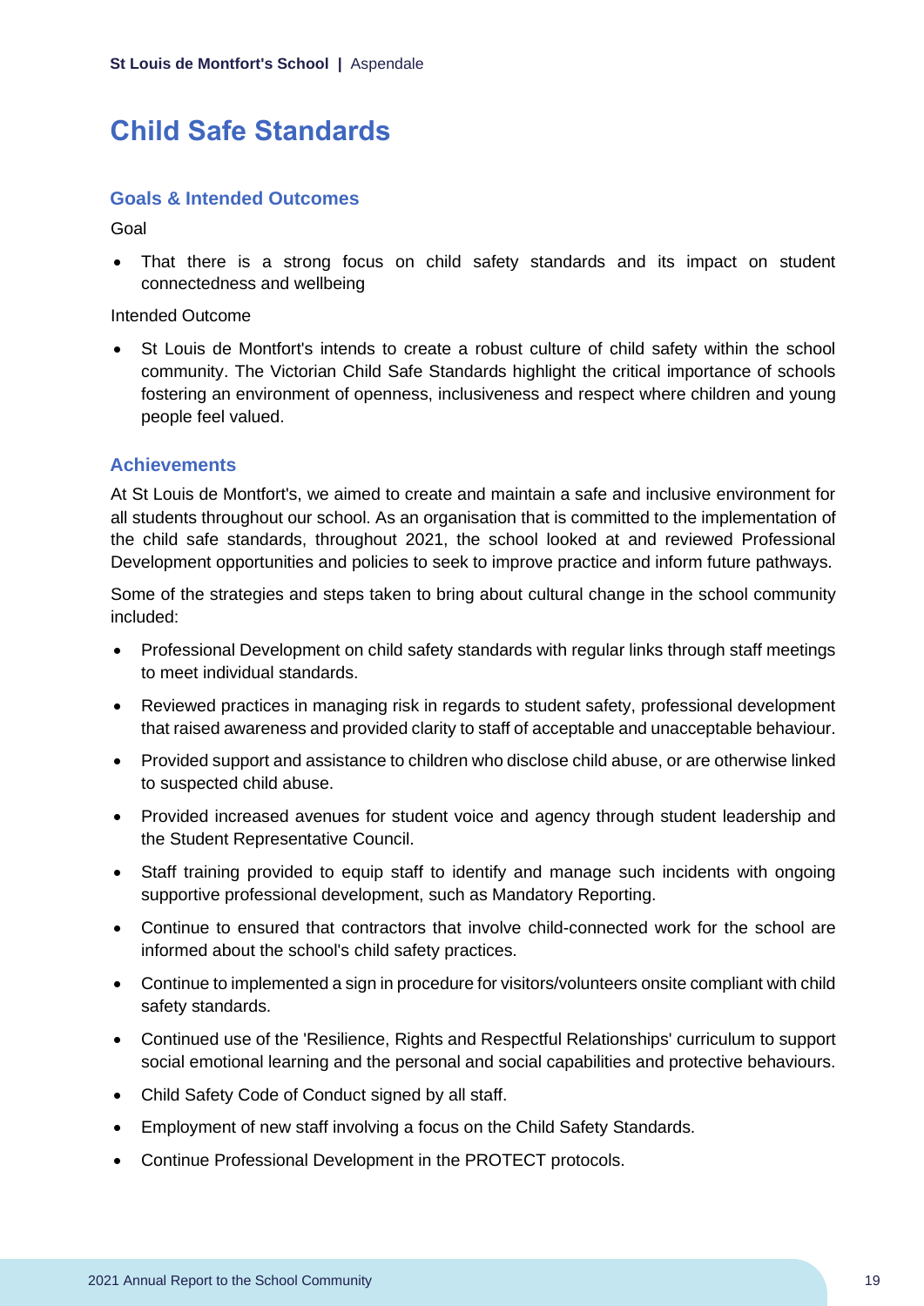# Child Safe Standards

### Goals & Intended Outcomes

Goal

- That there is a strong focus on child safety standards and its impact on student connectedness and wellbeing

Intended Outcome

- St Louis de Montfort's intends to create a robust culture of child safety within the school community. The Victorian Child Safe Standards highlight the critical importance of schools fostering an environment of openness, inclusiveness and respect where children and young people feel valued.

### Achievements

At St Louis de Montfort's, we aimed to create and maintain a safe and inclusive environment for all students throughout our school. As an organisation that is committed to the implementation of the child safe standards, throughout 2021, the school looked at and reviewed Professional Development opportunities and policies to seek to improve practice and inform future pathways.

Some of the strategies and steps taken to bring about cultural change in the school community included:

- Professional Development on child safety standards with regular links through staff meetings to meet individual standards.
- Reviewed practices in managing risk in regards to student safety, professional development that raised awareness and provided clarity to staff of acceptable and unacceptable behaviour.
- Provided support and assistance to children who disclose child abuse, or are otherwise linked to suspected child abuse.
- Provided increased avenues for student voice and agency through student leadership and the Student Representative Council.
- Staff training provided to equip staff to identify and manage such incidents with ongoing supportive professional development, such as Mandatory Reporting.
- Continue to ensured that contractors that involve child-connected work for the school are informed about the school's child safety practices.
- Continue to implemented a sign in procedure for visitors/volunteers onsite compliant with child safety standards.
- Continued use of the 'Resilience, Rights and Respectful Relationships' curriculum to support social emotional learning and the personal and social capabilities and protective behaviours.
- Child Safety Code of Conduct signed by all staff.
- Employment of new staff involving a focus on the Child Safety Standards.
- Continue Professional Development in the PROTECT protocols.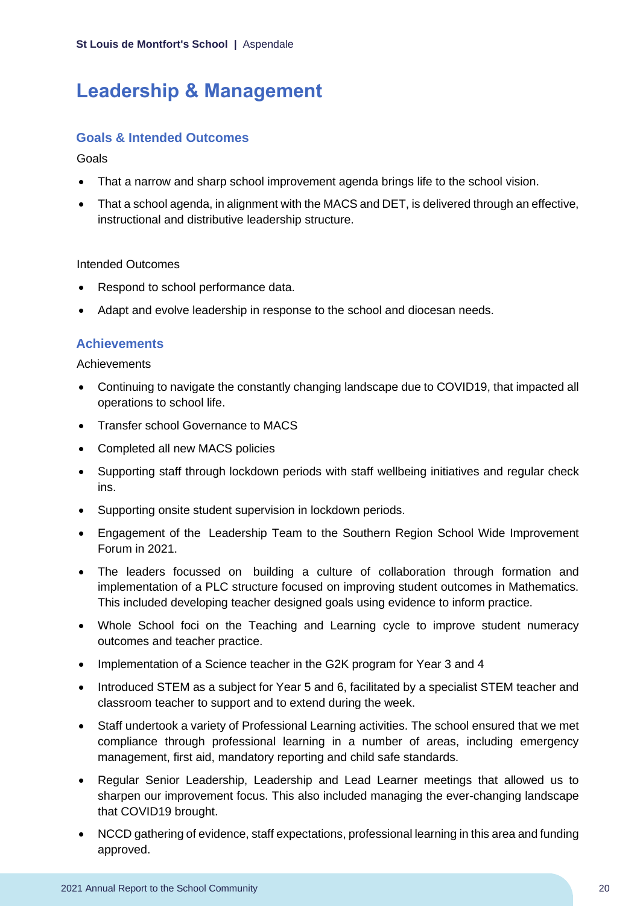# Leadership & Management

## Goals & Intended Outcomes

Goals

- That a narrow and sharp school improvement agenda brings life to the school vision.
- That a school agenda, in alignment with the MACS and DET, is delivered through an effective, instructional and distributive leadership structure.

Intended Outcomes

- Respond to school performance data.
- Adapt and evolve leadership in response to the school and diocesan needs.

## Achievements

Achievements

- Continuing to navigate the constantly changing landscape due to COVID19, that impacted all operations to school life.
- Transfer school Governance to MACS
- Completed all new MACS policies
- Supporting staff through lockdown periods with staff wellbeing initiatives and regular check ins.
- Supporting onsite student supervision in lockdown periods.
- Engagement of the Leadership Team to the Southern Region School Wide Improvement Forum in 2021.
- The leaders focussed on building a culture of collaboration through formation and implementation of a PLC structure focused on improving student outcomes in Mathematics. This included developing teacher designed goals using evidence to inform practice.
- Whole School foci on the Teaching and Learning cycle to improve student numeracy outcomes and teacher practice.
- Implementation of a Science teacher in the G2K program for Year 3 and 4
- Introduced STEM as a subject for Year 5 and 6, facilitated by a specialist STEM teacher and classroom teacher to support and to extend during the week.
- Staff undertook a variety of Professional Learning activities. The school ensured that we met compliance through professional learning in a number of areas, including emergency management, first aid, mandatory reporting and child safe standards.
- Regular Senior Leadership, Leadership and Lead Learner meetings that allowed us to sharpen our improvement focus. This also included managing the ever-changing landscape that COVID19 brought.
- NCCD gathering of evidence, staff expectations, professional learning in this area and funding approved.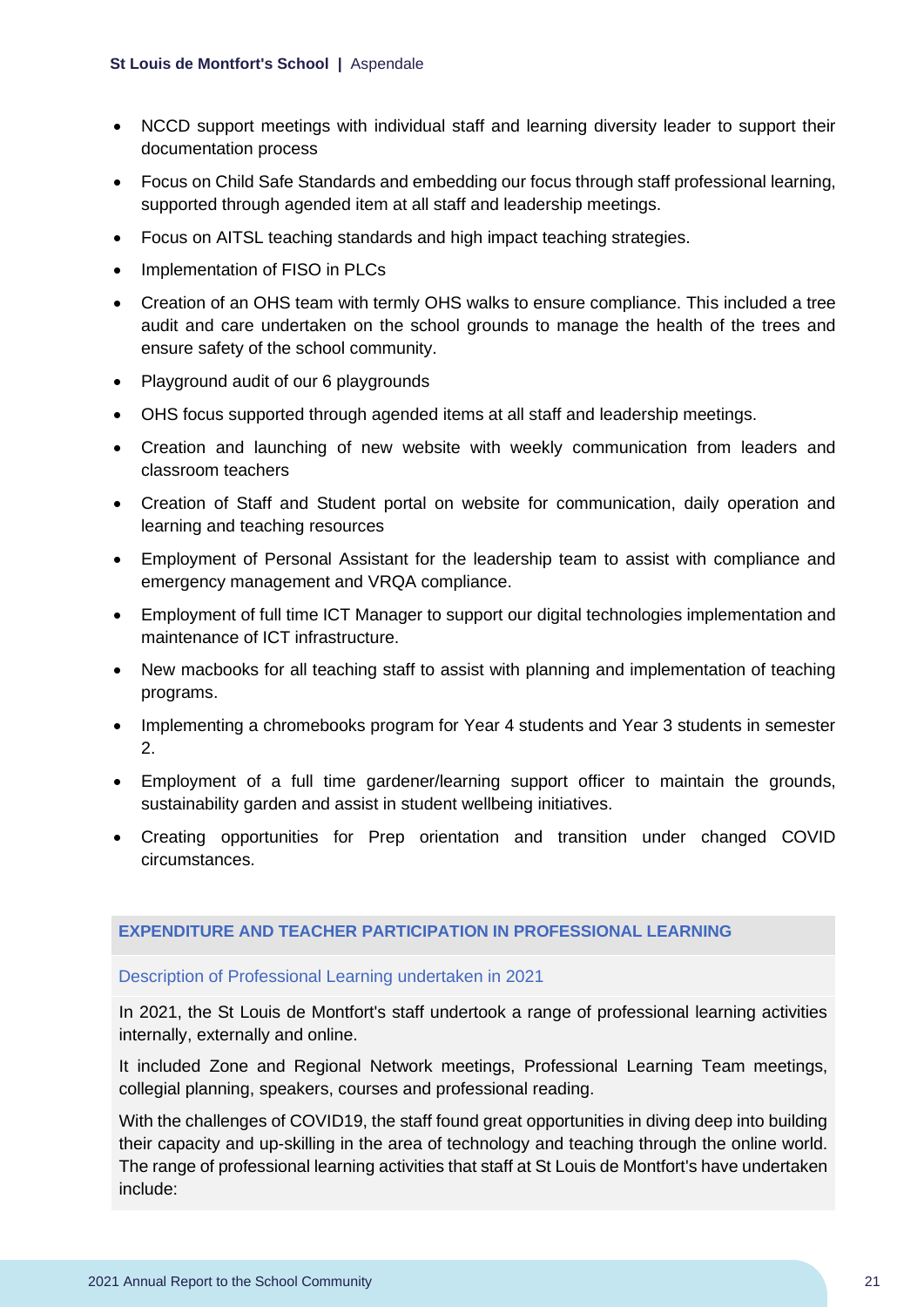- NCCD support meetings with individual staff and learning diversity leader to support their documentation process
- Focus on Child Safe Standards and embedding our focus through staff professional learning, supported through agended item at all staff and leadership meetings.
- Focus on AITSL teaching standards and high impact teaching strategies.
- Implementation of FISO in PLCs
- Creation of an OHS team with termly OHS walks to ensure compliance. This included a tree audit and care undertaken on the school grounds to manage the health of the trees and ensure safety of the school community.
- Playground audit of our 6 playgrounds
- OHS focus supported through agended items at all staff and leadership meetings.
- Creation and launching of new website with weekly communication from leaders and classroom teachers
- Creation of Staff and Student portal on website for communication, daily operation and learning and teaching resources
- Employment of Personal Assistant for the leadership team to assist with compliance and emergency management and VRQA compliance.
- Employment of full time ICT Manager to support our digital technologies implementation and maintenance of ICT infrastructure.
- New macbooks for all teaching staff to assist with planning and implementation of teaching programs.
- Implementing a chromebooks program for Year 4 students and Year 3 students in semester 2.
- Employment of a full time gardener/learning support officer to maintain the grounds, sustainability garden and assist in student wellbeing initiatives.
- Creating opportunities for Prep orientation and transition under changed COVID circumstances.

## EXPENDITURE AND TEACHER PARTICIPATION IN PROFESSIONAL LEARNING

### Description of Professional Learning undertaken in 2021

In 2021, the St Louis de Montfort's staff undertook a range of professional learning activities internally, externally and online.

It included Zone and Regional Network meetings, Professional Learning Team meetings, collegial planning, speakers, courses and professional reading.

With the challenges of COVID19, the staff found great opportunities in diving deep into building their capacity and up-skilling in the area of technology and teaching through the online world. The range of professional learning activities that staff at St Louis de Montfort's have undertaken include: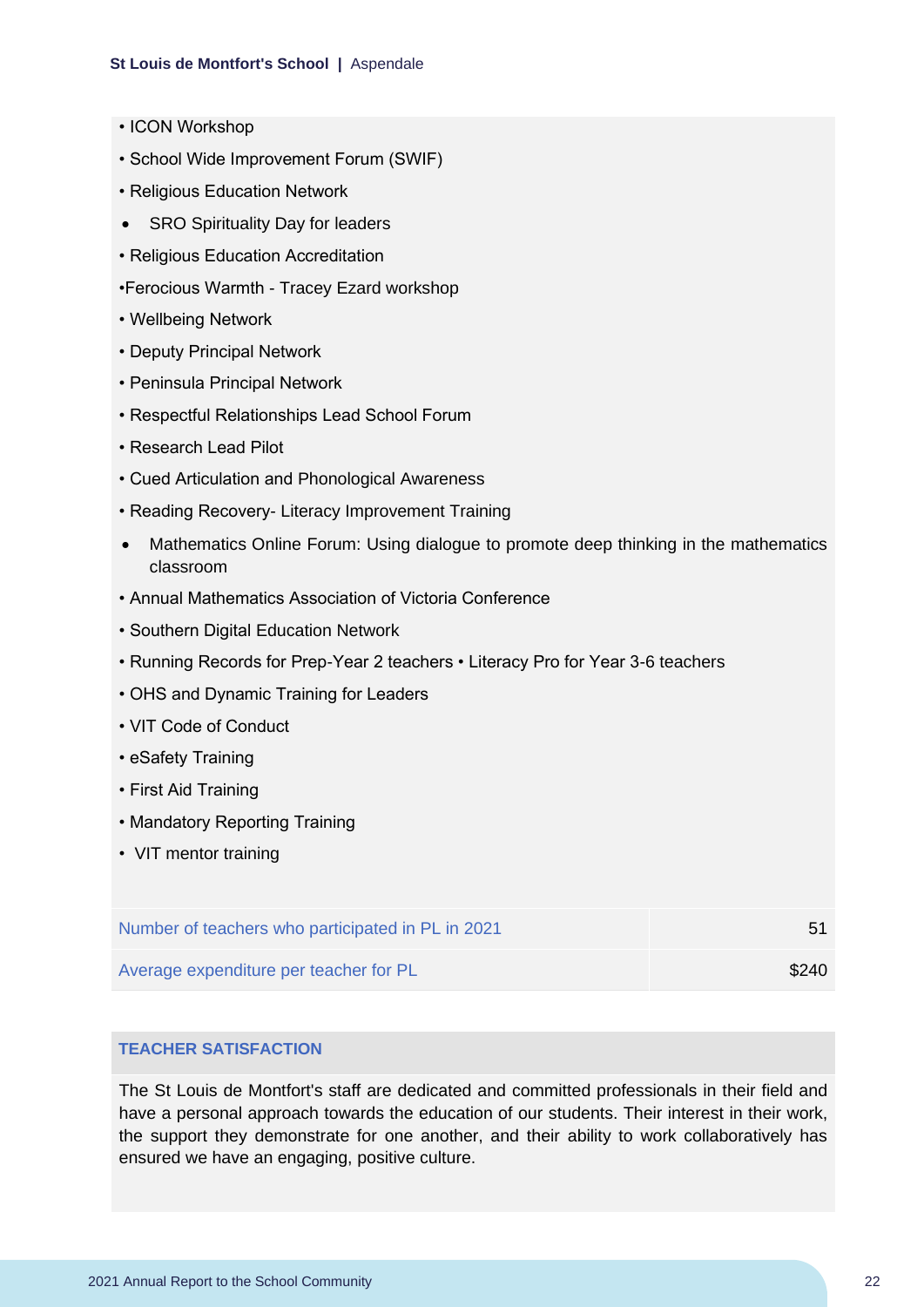- ICON Workshop
- School Wide Improvement Forum (SWIF)
- Religious Education Network
- SRO Spirituality Day for leaders
- Religious Education Accreditation
- Ferocious Warmth - Tracey Ezard workshop
- Wellbeing Network
- Deputy Principal Network
- Peninsula Principal Network
- Respectful Relationships Lead School Forum
- Research Lead Pilot
- Cued Articulation and Phonological Awareness
- Reading Recovery- Literacy Improvement Training
- Mathematics Online Forum: Using dialogue to promote deep thinking in the mathematics classroom
- Annual Mathematics Association of Victoria Conference
- Southern Digital Education Network
- Running Records for Prep-Year 2 teachers • Literacy Pro for Year 3-6 teachers
- OHS and Dynamic Training for Leaders
- VIT Code of Conduct
- eSafety Training
- First Aid Training
- Mandatory Reporting Training
- VIT mentor training

| | |
|---|---|
| Number of teachers who participated in PL in 2021 | 51 |
| Average expenditure per teacher for PL | $240 |

## TEACHER SATISFACTION

The St Louis de Montfort's staff are dedicated and committed professionals in their field and have a personal approach towards the education of our students. Their interest in their work, the support they demonstrate for one another, and their ability to work collaboratively has ensured we have an engaging, positive culture.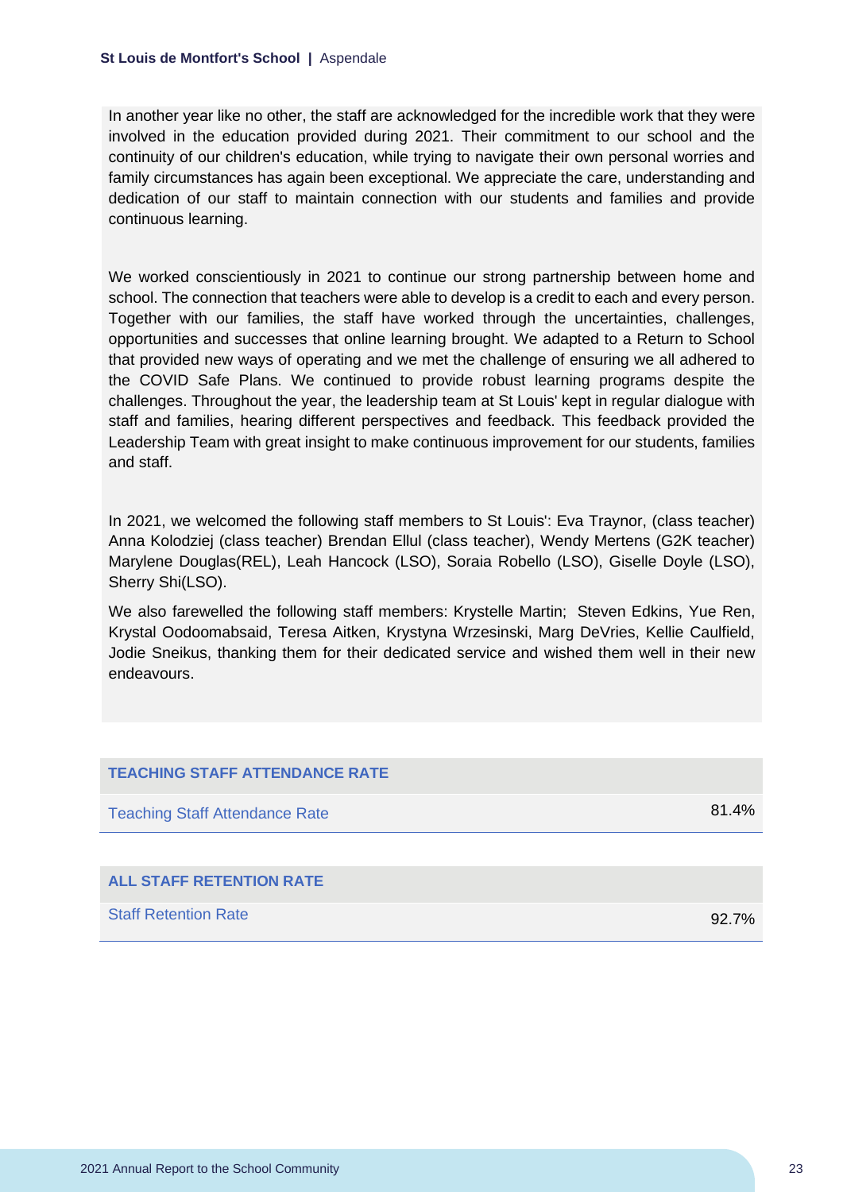In another year like no other, the staff are acknowledged for the incredible work that they were involved in the education provided during 2021. Their commitment to our school and the continuity of our children's education, while trying to navigate their own personal worries and family circumstances has again been exceptional. We appreciate the care, understanding and dedication of our staff to maintain connection with our students and families and provide continuous learning.

We worked conscientiously in 2021 to continue our strong partnership between home and school. The connection that teachers were able to develop is a credit to each and every person. Together with our families, the staff have worked through the uncertainties, challenges, opportunities and successes that online learning brought. We adapted to a Return to School that provided new ways of operating and we met the challenge of ensuring we all adhered to the COVID Safe Plans. We continued to provide robust learning programs despite the challenges. Throughout the year, the leadership team at St Louis' kept in regular dialogue with staff and families, hearing different perspectives and feedback. This feedback provided the Leadership Team with great insight to make continuous improvement for our students, families and staff.

In 2021, we welcomed the following staff members to St Louis': Eva Traynor, (class teacher) Anna Kolodziej (class teacher) Brendan Ellul (class teacher), Wendy Mertens (G2K teacher) Marylene Douglas(REL), Leah Hancock (LSO), Soraia Robello (LSO), Giselle Doyle (LSO), Sherry Shi(LSO).

We also farewelled the following staff members: Krystelle Martin;  Steven Edkins, Yue Ren, Krystal Oodoomabsaid, Teresa Aitken, Krystyna Wrzesinski, Marg DeVries, Kellie Caulfield, Jodie Sneikus, thanking them for their dedicated service and wished them well in their new endeavours.

| TEACHING STAFF ATTENDANCE RATE | |
|---|---|
| Teaching Staff Attendance Rate | 81.4% |

| ALL STAFF RETENTION RATE | |
|---|---|
| Staff Retention Rate | 92.7% |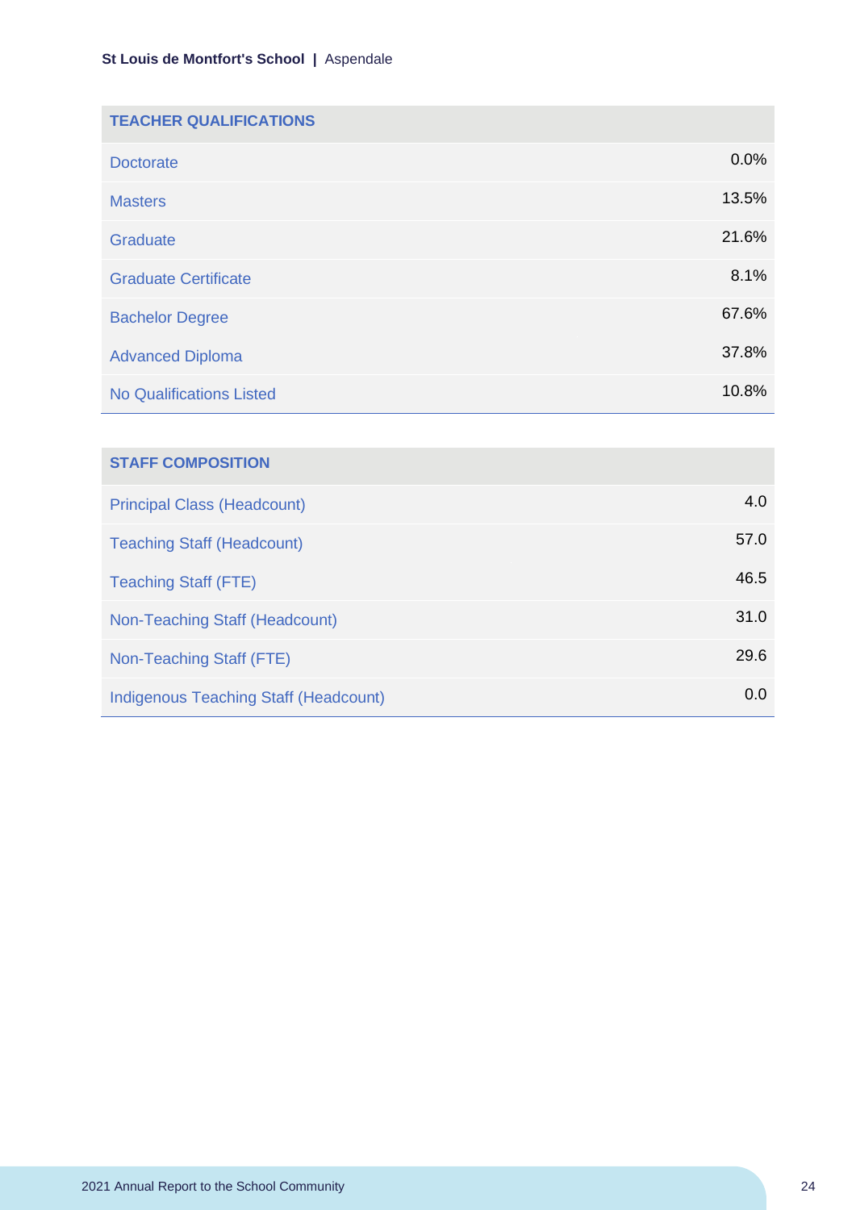| TEACHER QUALIFICATIONS | |
|---|---|
| Doctorate | 0.0% |
| Masters | 13.5% |
| Graduate | 21.6% |
| Graduate Certificate | 8.1% |
| Bachelor Degree | 67.6% |
| Advanced Diploma | 37.8% |
| No Qualifications Listed | 10.8% |

| STAFF COMPOSITION | |
|---|---|
| Principal Class (Headcount) | 4.0 |
| Teaching Staff (Headcount) | 57.0 |
| Teaching Staff (FTE) | 46.5 |
| Non-Teaching Staff (Headcount) | 31.0 |
| Non-Teaching Staff (FTE) | 29.6 |
| Indigenous Teaching Staff (Headcount) | 0.0 |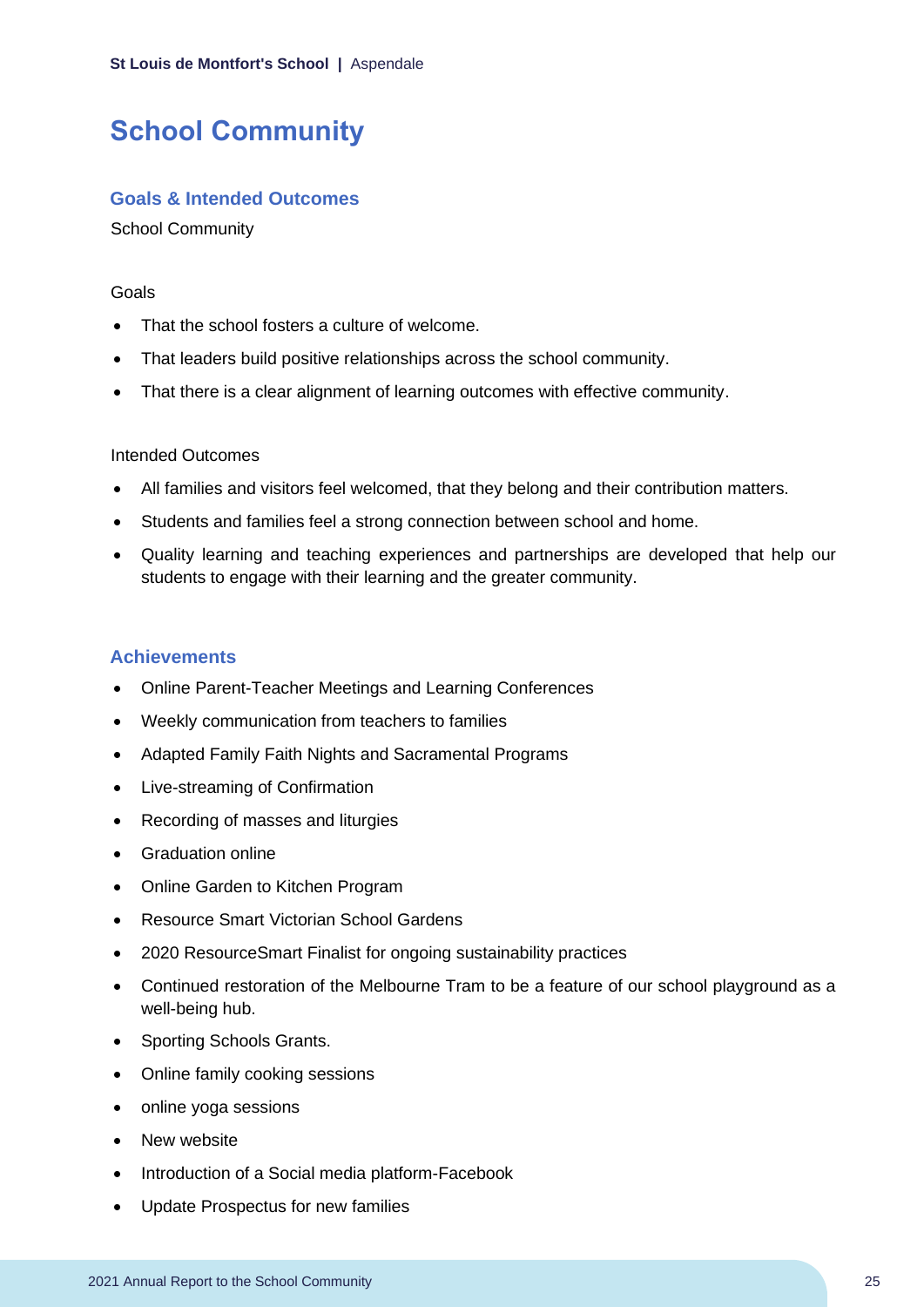# School Community

## Goals & Intended Outcomes

School Community

Goals

- That the school fosters a culture of welcome.
- That leaders build positive relationships across the school community.
- That there is a clear alignment of learning outcomes with effective community.

Intended Outcomes

- All families and visitors feel welcomed, that they belong and their contribution matters.
- Students and families feel a strong connection between school and home.
- Quality learning and teaching experiences and partnerships are developed that help our students to engage with their learning and the greater community.

## Achievements

- Online Parent-Teacher Meetings and Learning Conferences
- Weekly communication from teachers to families
- Adapted Family Faith Nights and Sacramental Programs
- Live-streaming of Confirmation
- Recording of masses and liturgies
- Graduation online
- Online Garden to Kitchen Program
- Resource Smart Victorian School Gardens
- 2020 ResourceSmart Finalist for ongoing sustainability practices
- Continued restoration of the Melbourne Tram to be a feature of our school playground as a well-being hub.
- Sporting Schools Grants.
- Online family cooking sessions
- online yoga sessions
- New website
- Introduction of a Social media platform-Facebook
- Update Prospectus for new families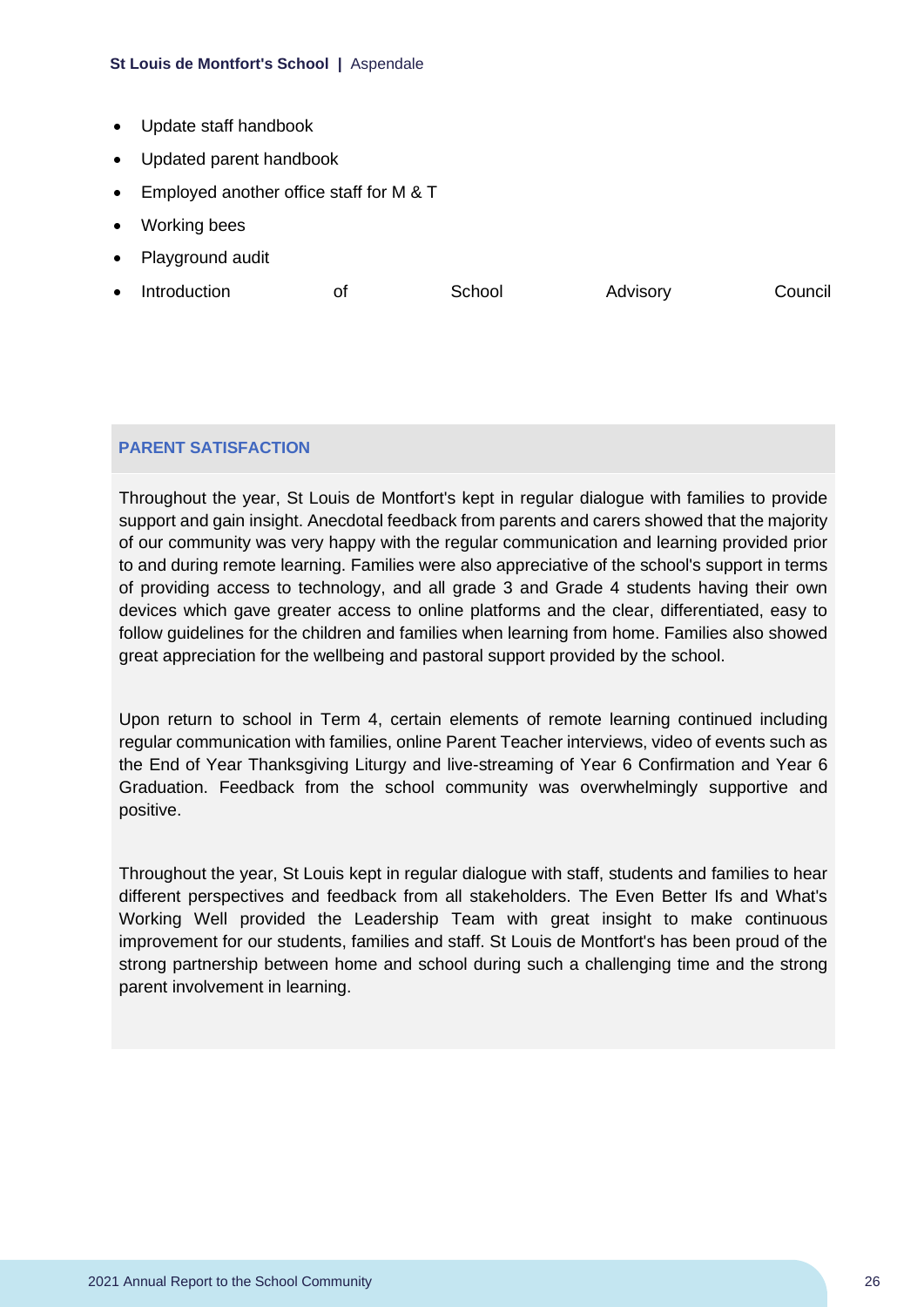- Update staff handbook
- Updated parent handbook
- Employed another office staff for M & T
- Working bees
- Playground audit
- Introduction of School Advisory Council

## PARENT SATISFACTION

Throughout the year, St Louis de Montfort's kept in regular dialogue with families to provide support and gain insight. Anecdotal feedback from parents and carers showed that the majority of our community was very happy with the regular communication and learning provided prior to and during remote learning. Families were also appreciative of the school's support in terms of providing access to technology, and all grade 3 and Grade 4 students having their own devices which gave greater access to online platforms and the clear, differentiated, easy to follow guidelines for the children and families when learning from home. Families also showed great appreciation for the wellbeing and pastoral support provided by the school.

Upon return to school in Term 4, certain elements of remote learning continued including regular communication with families, online Parent Teacher interviews, video of events such as the End of Year Thanksgiving Liturgy and live-streaming of Year 6 Confirmation and Year 6 Graduation. Feedback from the school community was overwhelmingly supportive and positive.

Throughout the year, St Louis kept in regular dialogue with staff, students and families to hear different perspectives and feedback from all stakeholders. The Even Better Ifs and What's Working Well provided the Leadership Team with great insight to make continuous improvement for our students, families and staff. St Louis de Montfort's has been proud of the strong partnership between home and school during such a challenging time and the strong parent involvement in learning.